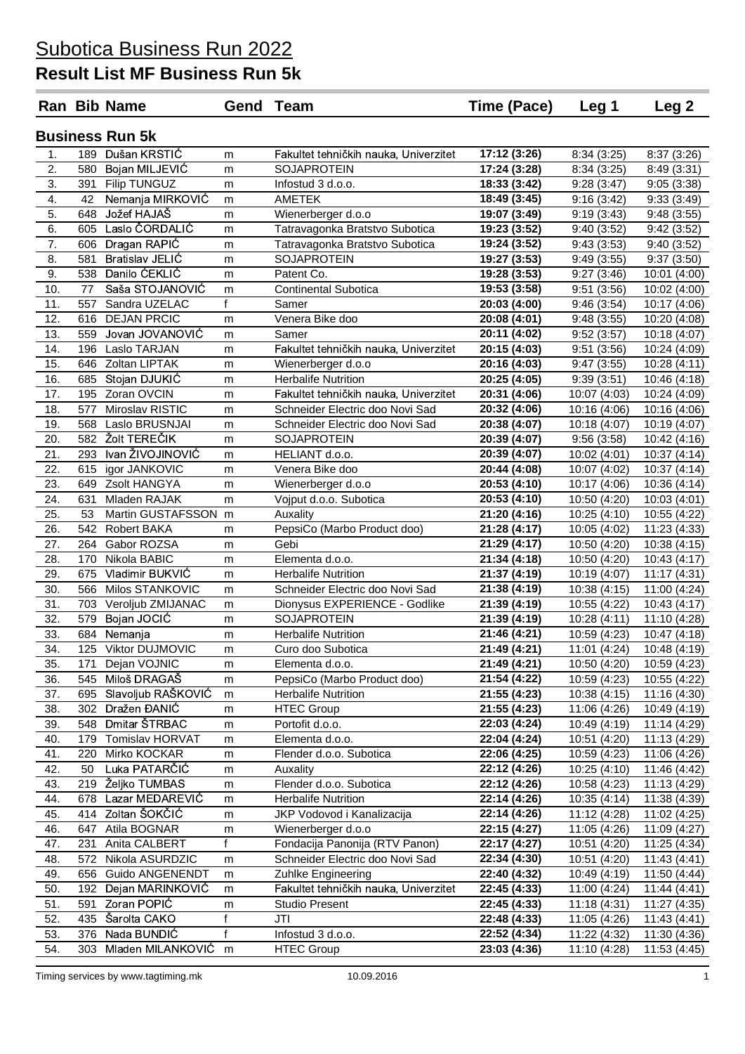# Subotica Business Run 2022

## Result List MF Business Run 5k

### Business Run 5k

| Ran | Bib | Name | Gend | Team | Time (Pace) | Leg 1 | Leg 2 |
|---|---|---|---|---|---|---|---|
| 1. | 189 | Dušan KRSTIĆ | m | Fakultet tehničkih nauka, Univerzitet | **17:12 (3:26)** | 8:34 (3:25) | 8:37 (3:26) |
| 2. | 580 | Bojan MILJEVIĆ | m | SOJAPROTEIN | **17:24 (3:28)** | 8:34 (3:25) | 8:49 (3:31) |
| 3. | 391 | Filip TUNGUZ | m | Infostud 3 d.o.o. | **18:33 (3:42)** | 9:28 (3:47) | 9:05 (3:38) |
| 4. | 42 | Nemanja MIRKOVIĆ | m | AMETEK | **18:49 (3:45)** | 9:16 (3:42) | 9:33 (3:49) |
| 5. | 648 | Jožef HAJAŠ | m | Wienerberger d.o.o | **19:07 (3:49)** | 9:19 (3:43) | 9:48 (3:55) |
| 6. | 605 | Laslo ČORDALIĆ | m | Tatravagonka Bratstvo Subotica | **19:23 (3:52)** | 9:40 (3:52) | 9:42 (3:52) |
| 7. | 606 | Dragan RAPIĆ | m | Tatravagonka Bratstvo Subotica | **19:24 (3:52)** | 9:43 (3:53) | 9:40 (3:52) |
| 8. | 581 | Bratislav JELIĆ | m | SOJAPROTEIN | **19:27 (3:53)** | 9:49 (3:55) | 9:37 (3:50) |
| 9. | 538 | Danilo ĆEKLIĆ | m | Patent Co. | **19:28 (3:53)** | 9:27 (3:46) | 10:01 (4:00) |
| 10. | 77 | Saša STOJANOVIĆ | m | Continental Subotica | **19:53 (3:58)** | 9:51 (3:56) | 10:02 (4:00) |
| 11. | 557 | Sandra UZELAC | f | Samer | **20:03 (4:00)** | 9:46 (3:54) | 10:17 (4:06) |
| 12. | 616 | DEJAN PRCIC | m | Venera Bike doo | **20:08 (4:01)** | 9:48 (3:55) | 10:20 (4:08) |
| 13. | 559 | Jovan JOVANOVIĆ | m | Samer | **20:11 (4:02)** | 9:52 (3:57) | 10:18 (4:07) |
| 14. | 196 | Laslo TARJAN | m | Fakultet tehničkih nauka, Univerzitet | **20:15 (4:03)** | 9:51 (3:56) | 10:24 (4:09) |
| 15. | 646 | Zoltan LIPTAK | m | Wienerberger d.o.o | **20:16 (4:03)** | 9:47 (3:55) | 10:28 (4:11) |
| 16. | 685 | Stojan DJUKIĆ | m | Herbalife Nutrition | **20:25 (4:05)** | 9:39 (3:51) | 10:46 (4:18) |
| 17. | 195 | Zoran OVCIN | m | Fakultet tehničkih nauka, Univerzitet | **20:31 (4:06)** | 10:07 (4:03) | 10:24 (4:09) |
| 18. | 577 | Miroslav RISTIC | m | Schneider Electric doo Novi Sad | **20:32 (4:06)** | 10:16 (4:06) | 10:16 (4:06) |
| 19. | 568 | Laslo BRUSNJAI | m | Schneider Electric doo Novi Sad | **20:38 (4:07)** | 10:18 (4:07) | 10:19 (4:07) |
| 20. | 582 | Žolt TEREČIK | m | SOJAPROTEIN | **20:39 (4:07)** | 9:56 (3:58) | 10:42 (4:16) |
| 21. | 293 | Ivan ŽIVOJINOVIĆ | m | HELIANT d.o.o. | **20:39 (4:07)** | 10:02 (4:01) | 10:37 (4:14) |
| 22. | 615 | igor JANKOVIC | m | Venera Bike doo | **20:44 (4:08)** | 10:07 (4:02) | 10:37 (4:14) |
| 23. | 649 | Zsolt HANGYA | m | Wienerberger d.o.o | **20:53 (4:10)** | 10:17 (4:06) | 10:36 (4:14) |
| 24. | 631 | Mladen RAJAK | m | Vojput d.o.o. Subotica | **20:53 (4:10)** | 10:50 (4:20) | 10:03 (4:01) |
| 25. | 53 | Martin GUSTAFSSON | m | Auxality | **21:20 (4:16)** | 10:25 (4:10) | 10:55 (4:22) |
| 26. | 542 | Robert BAKA | m | PepsiCo (Marbo Product doo) | **21:28 (4:17)** | 10:05 (4:02) | 11:23 (4:33) |
| 27. | 264 | Gabor ROZSA | m | Gebi | **21:29 (4:17)** | 10:50 (4:20) | 10:38 (4:15) |
| 28. | 170 | Nikola BABIC | m | Elementa d.o.o. | **21:34 (4:18)** | 10:50 (4:20) | 10:43 (4:17) |
| 29. | 675 | Vladimir BUKVIĆ | m | Herbalife Nutrition | **21:37 (4:19)** | 10:19 (4:07) | 11:17 (4:31) |
| 30. | 566 | Milos STANKOVIC | m | Schneider Electric doo Novi Sad | **21:38 (4:19)** | 10:38 (4:15) | 11:00 (4:24) |
| 31. | 703 | Veroljub ZMIJANAC | m | Dionysus EXPERIENCE - Godlike | **21:39 (4:19)** | 10:55 (4:22) | 10:43 (4:17) |
| 32. | 579 | Bojan JOCIĆ | m | SOJAPROTEIN | **21:39 (4:19)** | 10:28 (4:11) | 11:10 (4:28) |
| 33. | 684 | Nemanja | m | Herbalife Nutrition | **21:46 (4:21)** | 10:59 (4:23) | 10:47 (4:18) |
| 34. | 125 | Viktor DUJMOVIC | m | Curo doo Subotica | **21:49 (4:21)** | 11:01 (4:24) | 10:48 (4:19) |
| 35. | 171 | Dejan VOJNIC | m | Elementa d.o.o. | **21:49 (4:21)** | 10:50 (4:20) | 10:59 (4:23) |
| 36. | 545 | Miloš DRAGAŠ | m | PepsiCo (Marbo Product doo) | **21:54 (4:22)** | 10:59 (4:23) | 10:55 (4:22) |
| 37. | 695 | Slavoljub RAŠKOVIĆ | m | Herbalife Nutrition | **21:55 (4:23)** | 10:38 (4:15) | 11:16 (4:30) |
| 38. | 302 | Dražen ĐANIĆ | m | HTEC Group | **21:55 (4:23)** | 11:06 (4:26) | 10:49 (4:19) |
| 39. | 548 | Dmitar ŠTRBAC | m | Portofit d.o.o. | **22:03 (4:24)** | 10:49 (4:19) | 11:14 (4:29) |
| 40. | 179 | Tomislav HORVAT | m | Elementa d.o.o. | **22:04 (4:24)** | 10:51 (4:20) | 11:13 (4:29) |
| 41. | 220 | Mirko KOCKAR | m | Flender d.o.o. Subotica | **22:06 (4:25)** | 10:59 (4:23) | 11:06 (4:26) |
| 42. | 50 | Luka PATARČIĆ | m | Auxality | **22:12 (4:26)** | 10:25 (4:10) | 11:46 (4:42) |
| 43. | 219 | Željko TUMBAS | m | Flender d.o.o. Subotica | **22:12 (4:26)** | 10:58 (4:23) | 11:13 (4:29) |
| 44. | 678 | Lazar MEDAREVIĆ | m | Herbalife Nutrition | **22:14 (4:26)** | 10:35 (4:14) | 11:38 (4:39) |
| 45. | 414 | Zoltan ŠOKČIĆ | m | JKP Vodovod i Kanalizacija | **22:14 (4:26)** | 11:12 (4:28) | 11:02 (4:25) |
| 46. | 647 | Atila BOGNAR | m | Wienerberger d.o.o | **22:15 (4:27)** | 11:05 (4:26) | 11:09 (4:27) |
| 47. | 231 | Anita CALBERT | f | Fondacija Panonija (RTV Panon) | **22:17 (4:27)** | 10:51 (4:20) | 11:25 (4:34) |
| 48. | 572 | Nikola ASURDZIC | m | Schneider Electric doo Novi Sad | **22:34 (4:30)** | 10:51 (4:20) | 11:43 (4:41) |
| 49. | 656 | Guido ANGENENDT | m | Zuhlke Engineering | **22:40 (4:32)** | 10:49 (4:19) | 11:50 (4:44) |
| 50. | 192 | Dejan MARINKOVIĆ | m | Fakultet tehničkih nauka, Univerzitet | **22:45 (4:33)** | 11:00 (4:24) | 11:44 (4:41) |
| 51. | 591 | Zoran POPIĆ | m | Studio Present | **22:45 (4:33)** | 11:18 (4:31) | 11:27 (4:35) |
| 52. | 435 | Šarolta CAKO | f | JTI | **22:48 (4:33)** | 11:05 (4:26) | 11:43 (4:41) |
| 53. | 376 | Nada BUNDIĆ | f | Infostud 3 d.o.o. | **22:52 (4:34)** | 11:22 (4:32) | 11:30 (4:36) |
| 54. | 303 | Mladen MILANKOVIĆ | m | HTEC Group | **23:03 (4:36)** | 11:10 (4:28) | 11:53 (4:45) |

Timing services by www.tagtiming.mk 10.09.2016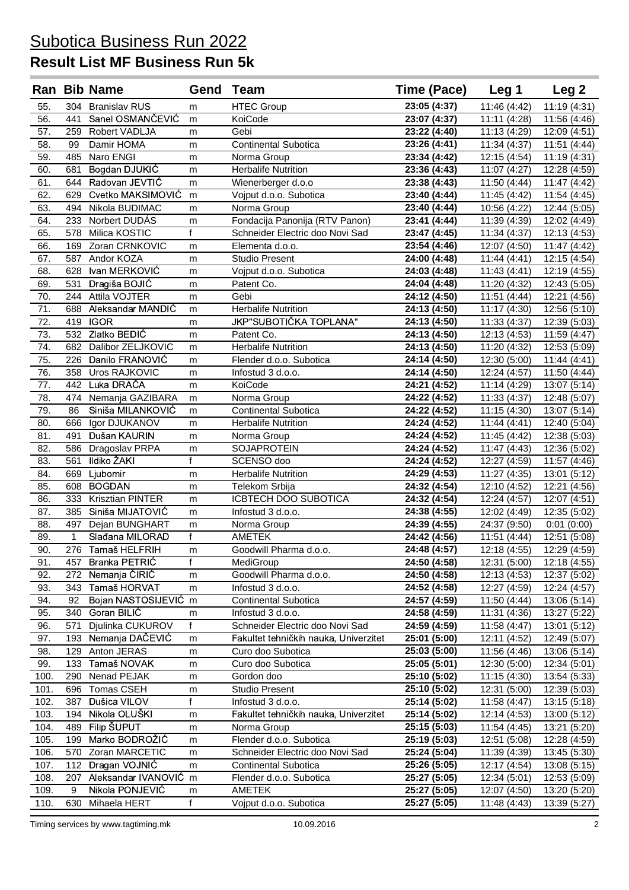# Subotica Business Run 2022

## Result List MF Business Run 5k

| Ran | Bib | Name | Gend | Team | Time (Pace) | Leg 1 | Leg 2 |
|---|---|---|---|---|---|---|---|
| 55. | 304 | Branislav RUS | m | HTEC Group | **23:05 (4:37)** | 11:46 (4:42) | 11:19 (4:31) |
| 56. | 441 | Sanel OSMANČEVIĆ | m | KoiCode | **23:07 (4:37)** | 11:11 (4:28) | 11:56 (4:46) |
| 57. | 259 | Robert VADLJA | m | Gebi | **23:22 (4:40)** | 11:13 (4:29) | 12:09 (4:51) |
| 58. | 99 | Damir HOMA | m | Continental Subotica | **23:26 (4:41)** | 11:34 (4:37) | 11:51 (4:44) |
| 59. | 485 | Naro ENGI | m | Norma Group | **23:34 (4:42)** | 12:15 (4:54) | 11:19 (4:31) |
| 60. | 681 | Bogdan DJUKIĆ | m | Herbalife Nutrition | **23:36 (4:43)** | 11:07 (4:27) | 12:28 (4:59) |
| 61. | 644 | Radovan JEVTIĆ | m | Wienerberger d.o.o | **23:38 (4:43)** | 11:50 (4:44) | 11:47 (4:42) |
| 62. | 629 | Cvetko MAKSIMOVIĆ | m | Vojput d.o.o. Subotica | **23:40 (4:44)** | 11:45 (4:42) | 11:54 (4:45) |
| 63. | 494 | Nikola BUDIMAC | m | Norma Group | **23:40 (4:44)** | 10:56 (4:22) | 12:44 (5:05) |
| 64. | 233 | Norbert DUDÁS | m | Fondacija Panonija (RTV Panon) | **23:41 (4:44)** | 11:39 (4:39) | 12:02 (4:49) |
| 65. | 578 | Milica KOSTIC | f | Schneider Electric doo Novi Sad | **23:47 (4:45)** | 11:34 (4:37) | 12:13 (4:53) |
| 66. | 169 | Zoran CRNKOVIC | m | Elementa d.o.o. | **23:54 (4:46)** | 12:07 (4:50) | 11:47 (4:42) |
| 67. | 587 | Andor KOZA | m | Studio Present | **24:00 (4:48)** | 11:44 (4:41) | 12:15 (4:54) |
| 68. | 628 | Ivan MERKOVIĆ | m | Vojput d.o.o. Subotica | **24:03 (4:48)** | 11:43 (4:41) | 12:19 (4:55) |
| 69. | 531 | Dragiša BOJIĆ | m | Patent Co. | **24:04 (4:48)** | 11:20 (4:32) | 12:43 (5:05) |
| 70. | 244 | Attila VOJTER | m | Gebi | **24:12 (4:50)** | 11:51 (4:44) | 12:21 (4:56) |
| 71. | 688 | Aleksandar MANDIĆ | m | Herbalife Nutrition | **24:13 (4:50)** | 11:17 (4:30) | 12:56 (5:10) |
| 72. | 419 | IGOR | m | JKP"SUBOTIČKA TOPLANA" | **24:13 (4:50)** | 11:33 (4:37) | 12:39 (5:03) |
| 73. | 532 | Zlatko BEDIĆ | m | Patent Co. | **24:13 (4:50)** | 12:13 (4:53) | 11:59 (4:47) |
| 74. | 682 | Dalibor ZELJKOVIC | m | Herbalife Nutrition | **24:13 (4:50)** | 11:20 (4:32) | 12:53 (5:09) |
| 75. | 226 | Danilo FRANOVIĆ | m | Flender d.o.o. Subotica | **24:14 (4:50)** | 12:30 (5:00) | 11:44 (4:41) |
| 76. | 358 | Uros RAJKOVIC | m | Infostud 3 d.o.o. | **24:14 (4:50)** | 12:24 (4:57) | 11:50 (4:44) |
| 77. | 442 | Luka DRAČA | m | KoiCode | **24:21 (4:52)** | 11:14 (4:29) | 13:07 (5:14) |
| 78. | 474 | Nemanja GAZIBARA | m | Norma Group | **24:22 (4:52)** | 11:33 (4:37) | 12:48 (5:07) |
| 79. | 86 | Siniša MILANKOVIĆ | m | Continental Subotica | **24:22 (4:52)** | 11:15 (4:30) | 13:07 (5:14) |
| 80. | 666 | Igor DJUKANOV | m | Herbalife Nutrition | **24:24 (4:52)** | 11:44 (4:41) | 12:40 (5:04) |
| 81. | 491 | Dušan KAURIN | m | Norma Group | **24:24 (4:52)** | 11:45 (4:42) | 12:38 (5:03) |
| 82. | 586 | Dragoslav PRPA | m | SOJAPROTEIN | **24:24 (4:52)** | 11:47 (4:43) | 12:36 (5:02) |
| 83. | 561 | Ildiko ŽAKI | f | SCENSO doo | **24:24 (4:52)** | 12:27 (4:59) | 11:57 (4:46) |
| 84. | 669 | Ljubomir | m | Herbalife Nutrition | **24:29 (4:53)** | 11:27 (4:35) | 13:01 (5:12) |
| 85. | 608 | BOGDAN | m | Telekom Srbija | **24:32 (4:54)** | 12:10 (4:52) | 12:21 (4:56) |
| 86. | 333 | Krisztian PINTER | m | ICBTECH DOO SUBOTICA | **24:32 (4:54)** | 12:24 (4:57) | 12:07 (4:51) |
| 87. | 385 | Siniša MIJATOVIĆ | m | Infostud 3 d.o.o. | **24:38 (4:55)** | 12:02 (4:49) | 12:35 (5:02) |
| 88. | 497 | Dejan BUNGHART | m | Norma Group | **24:39 (4:55)** | 24:37 (9:50) | 0:01 (0:00) |
| 89. | 1 | Slađana MILORAD | f | AMETEK | **24:42 (4:56)** | 11:51 (4:44) | 12:51 (5:08) |
| 90. | 276 | Tamaš HELFRIH | m | Goodwill Pharma d.o.o. | **24:48 (4:57)** | 12:18 (4:55) | 12:29 (4:59) |
| 91. | 457 | Branka PETRIĆ | f | MediGroup | **24:50 (4:58)** | 12:31 (5:00) | 12:18 (4:55) |
| 92. | 272 | Nemanja ĆIRIĆ | m | Goodwill Pharma d.o.o. | **24:50 (4:58)** | 12:13 (4:53) | 12:37 (5:02) |
| 93. | 343 | Tamaš HORVAT | m | Infostud 3 d.o.o. | **24:52 (4:58)** | 12:27 (4:59) | 12:24 (4:57) |
| 94. | 92 | Bojan NASTOSIJEVIĆ | m | Continental Subotica | **24:57 (4:59)** | 11:50 (4:44) | 13:06 (5:14) |
| 95. | 340 | Goran BILIĆ | m | Infostud 3 d.o.o. | **24:58 (4:59)** | 11:31 (4:36) | 13:27 (5:22) |
| 96. | 571 | Djulinka CUKUROV | f | Schneider Electric doo Novi Sad | **24:59 (4:59)** | 11:58 (4:47) | 13:01 (5:12) |
| 97. | 193 | Nemanja DAČEVIĆ | m | Fakultet tehničkih nauka, Univerzitet | **25:01 (5:00)** | 12:11 (4:52) | 12:49 (5:07) |
| 98. | 129 | Anton JERAS | m | Curo doo Subotica | **25:03 (5:00)** | 11:56 (4:46) | 13:06 (5:14) |
| 99. | 133 | Tamaš NOVAK | m | Curo doo Subotica | **25:05 (5:01)** | 12:30 (5:00) | 12:34 (5:01) |
| 100. | 290 | Nenad PEJAK | m | Gordon doo | **25:10 (5:02)** | 11:15 (4:30) | 13:54 (5:33) |
| 101. | 696 | Tomas CSEH | m | Studio Present | **25:10 (5:02)** | 12:31 (5:00) | 12:39 (5:03) |
| 102. | 387 | Dušica VILOV | f | Infostud 3 d.o.o. | **25:14 (5:02)** | 11:58 (4:47) | 13:15 (5:18) |
| 103. | 194 | Nikola OLUŠKI | m | Fakultet tehničkih nauka, Univerzitet | **25:14 (5:02)** | 12:14 (4:53) | 13:00 (5:12) |
| 104. | 489 | Filip ŠUPUT | m | Norma Group | **25:15 (5:03)** | 11:54 (4:45) | 13:21 (5:20) |
| 105. | 199 | Marko BODROŽIĆ | m | Flender d.o.o. Subotica | **25:19 (5:03)** | 12:51 (5:08) | 12:28 (4:59) |
| 106. | 570 | Zoran MARCETIC | m | Schneider Electric doo Novi Sad | **25:24 (5:04)** | 11:39 (4:39) | 13:45 (5:30) |
| 107. | 112 | Dragan VOJNIĆ | m | Continental Subotica | **25:26 (5:05)** | 12:17 (4:54) | 13:08 (5:15) |
| 108. | 207 | Aleksandar IVANOVIĆ | m | Flender d.o.o. Subotica | **25:27 (5:05)** | 12:34 (5:01) | 12:53 (5:09) |
| 109. | 9 | Nikola PONJEVIĆ | m | AMETEK | **25:27 (5:05)** | 12:07 (4:50) | 13:20 (5:20) |
| 110. | 630 | Mihaela HERT | f | Vojput d.o.o. Subotica | **25:27 (5:05)** | 11:48 (4:43) | 13:39 (5:27) |

Timing services by www.tagtiming.mk 10.09.2016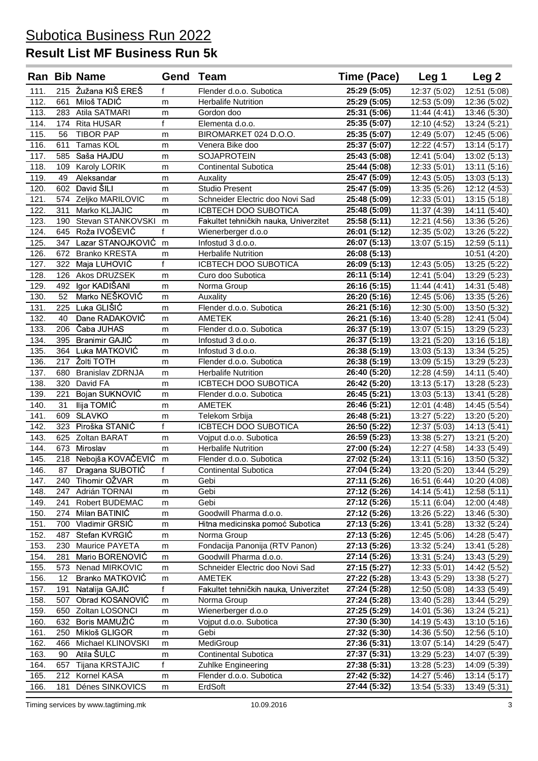# Subotica Business Run 2022

## Result List MF Business Run 5k

| Ran | Bib | Name | Gend | Team | Time (Pace) | Leg 1 | Leg 2 |
|---|---|---|---|---|---|---|---|
| 111. | 215 | Žužana KIŠ EREŠ | f | Flender d.o.o. Subotica | **25:29 (5:05)** | 12:37 (5:02) | 12:51 (5:08) |
| 112. | 661 | Miloš TADIĆ | m | Herbalife Nutrition | **25:29 (5:05)** | 12:53 (5:09) | 12:36 (5:02) |
| 113. | 283 | Atila SATMARI | m | Gordon doo | **25:31 (5:06)** | 11:44 (4:41) | 13:46 (5:30) |
| 114. | 174 | Rita HUSAR | f | Elementa d.o.o. | **25:35 (5:07)** | 12:10 (4:52) | 13:24 (5:21) |
| 115. | 56 | TIBOR PAP | m | BIROMARKET 024 D.O.O. | **25:35 (5:07)** | 12:49 (5:07) | 12:45 (5:06) |
| 116. | 611 | Tamas KOL | m | Venera Bike doo | **25:37 (5:07)** | 12:22 (4:57) | 13:14 (5:17) |
| 117. | 585 | Saša HAJDU | m | SOJAPROTEIN | **25:43 (5:08)** | 12:41 (5:04) | 13:02 (5:13) |
| 118. | 109 | Karoly LORIK | m | Continental Subotica | **25:44 (5:08)** | 12:33 (5:01) | 13:11 (5:16) |
| 119. | 49 | Aleksandar | m | Auxality | **25:47 (5:09)** | 12:43 (5:05) | 13:03 (5:13) |
| 120. | 602 | David ŠILI | m | Studio Present | **25:47 (5:09)** | 13:35 (5:26) | 12:12 (4:53) |
| 121. | 574 | Zeljko MARILOVIC | m | Schneider Electric doo Novi Sad | **25:48 (5:09)** | 12:33 (5:01) | 13:15 (5:18) |
| 122. | 311 | Marko KLJAJIC | m | ICBTECH DOO SUBOTICA | **25:48 (5:09)** | 11:37 (4:39) | 14:11 (5:40) |
| 123. | 190 | Stevan STANKOVSKI | m | Fakultet tehničkih nauka, Univerzitet | **25:58 (5:11)** | 12:21 (4:56) | 13:36 (5:26) |
| 124. | 645 | Roža IVOŠEVIĆ | f | Wienerberger d.o.o | **26:01 (5:12)** | 12:35 (5:02) | 13:26 (5:22) |
| 125. | 347 | Lazar STANOJKOVIĆ | m | Infostud 3 d.o.o. | **26:07 (5:13)** | 13:07 (5:15) | 12:59 (5:11) |
| 126. | 672 | Branko KRESTA | m | Herbalife Nutrition | **26:08 (5:13)** | | 10:51 (4:20) |
| 127. | 322 | Maja LUHOVIĆ | f | ICBTECH DOO SUBOTICA | **26:09 (5:13)** | 12:43 (5:05) | 13:25 (5:22) |
| 128. | 126 | Akos DRUZSEK | m | Curo doo Subotica | **26:11 (5:14)** | 12:41 (5:04) | 13:29 (5:23) |
| 129. | 492 | Igor KADIŠANI | m | Norma Group | **26:16 (5:15)** | 11:44 (4:41) | 14:31 (5:48) |
| 130. | 52 | Marko NEŠKOVIĆ | m | Auxality | **26:20 (5:16)** | 12:45 (5:06) | 13:35 (5:26) |
| 131. | 225 | Luka GLIŠIĆ | m | Flender d.o.o. Subotica | **26:21 (5:16)** | 12:30 (5:00) | 13:50 (5:32) |
| 132. | 40 | Dane RADAKOVIĆ | m | AMETEK | **26:21 (5:16)** | 13:40 (5:28) | 12:41 (5:04) |
| 133. | 206 | Čaba JUHAS | m | Flender d.o.o. Subotica | **26:37 (5:19)** | 13:07 (5:15) | 13:29 (5:23) |
| 134. | 395 | Branimir GAJIĆ | m | Infostud 3 d.o.o. | **26:37 (5:19)** | 13:21 (5:20) | 13:16 (5:18) |
| 135. | 364 | Luka MATKOVIĆ | m | Infostud 3 d.o.o. | **26:38 (5:19)** | 13:03 (5:13) | 13:34 (5:25) |
| 136. | 217 | Žolti TOTH | m | Flender d.o.o. Subotica | **26:38 (5:19)** | 13:09 (5:15) | 13:29 (5:23) |
| 137. | 680 | Branislav ZDRNJA | m | Herbalife Nutrition | **26:40 (5:20)** | 12:28 (4:59) | 14:11 (5:40) |
| 138. | 320 | David FA | m | ICBTECH DOO SUBOTICA | **26:42 (5:20)** | 13:13 (5:17) | 13:28 (5:23) |
| 139. | 221 | Bojan SUKNOVIĆ | m | Flender d.o.o. Subotica | **26:45 (5:21)** | 13:03 (5:13) | 13:41 (5:28) |
| 140. | 31 | Ilija TOMIĆ | m | AMETEK | **26:46 (5:21)** | 12:01 (4:48) | 14:45 (5:54) |
| 141. | 609 | SLAVKO | m | Telekom Srbija | **26:48 (5:21)** | 13:27 (5:22) | 13:20 (5:20) |
| 142. | 323 | Piroška STANIĆ | f | ICBTECH DOO SUBOTICA | **26:50 (5:22)** | 12:37 (5:03) | 14:13 (5:41) |
| 143. | 625 | Zoltan BARAT | m | Vojput d.o.o. Subotica | **26:59 (5:23)** | 13:38 (5:27) | 13:21 (5:20) |
| 144. | 673 | Miroslav | m | Herbalife Nutrition | **27:00 (5:24)** | 12:27 (4:58) | 14:33 (5:49) |
| 145. | 218 | Nebojša KOVAČEVIĆ | m | Flender d.o.o. Subotica | **27:02 (5:24)** | 13:11 (5:16) | 13:50 (5:32) |
| 146. | 87 | Dragana SUBOTIĆ | f | Continental Subotica | **27:04 (5:24)** | 13:20 (5:20) | 13:44 (5:29) |
| 147. | 240 | Tihomir OŽVAR | m | Gebi | **27:11 (5:26)** | 16:51 (6:44) | 10:20 (4:08) |
| 148. | 247 | Adrián TORNAI | m | Gebi | **27:12 (5:26)** | 14:14 (5:41) | 12:58 (5:11) |
| 149. | 241 | Robert BUDEMAC | m | Gebi | **27:12 (5:26)** | 15:11 (6:04) | 12:00 (4:48) |
| 150. | 274 | Milan BATINIĆ | m | Goodwill Pharma d.o.o. | **27:12 (5:26)** | 13:26 (5:22) | 13:46 (5:30) |
| 151. | 700 | Vladimir GRSIĆ | m | Hitna medicinska pomoć Subotica | **27:13 (5:26)** | 13:41 (5:28) | 13:32 (5:24) |
| 152. | 487 | Stefan KVRGIĆ | m | Norma Group | **27:13 (5:26)** | 12:45 (5:06) | 14:28 (5:47) |
| 153. | 230 | Maurice PAYETA | m | Fondacija Panonija (RTV Panon) | **27:13 (5:26)** | 13:32 (5:24) | 13:41 (5:28) |
| 154. | 281 | Mario BORENOVIĆ | m | Goodwill Pharma d.o.o. | **27:14 (5:26)** | 13:31 (5:24) | 13:43 (5:29) |
| 155. | 573 | Nenad MIRKOVIC | m | Schneider Electric doo Novi Sad | **27:15 (5:27)** | 12:33 (5:01) | 14:42 (5:52) |
| 156. | 12 | Branko MATKOVIĆ | m | AMETEK | **27:22 (5:28)** | 13:43 (5:29) | 13:38 (5:27) |
| 157. | 191 | Natalija GAJIĆ | f | Fakultet tehničkih nauka, Univerzitet | **27:24 (5:28)** | 12:50 (5:08) | 14:33 (5:49) |
| 158. | 507 | Obrad KOSANOVIĆ | m | Norma Group | **27:24 (5:28)** | 13:40 (5:28) | 13:44 (5:29) |
| 159. | 650 | Zoltan LOSONCI | m | Wienerberger d.o.o | **27:25 (5:29)** | 14:01 (5:36) | 13:24 (5:21) |
| 160. | 632 | Boris MAMUŽIĆ | m | Vojput d.o.o. Subotica | **27:30 (5:30)** | 14:19 (5:43) | 13:10 (5:16) |
| 161. | 250 | Mikloš GLIGOR | m | Gebi | **27:32 (5:30)** | 14:36 (5:50) | 12:56 (5:10) |
| 162. | 466 | Michael KLINOVSKI | m | MediGroup | **27:36 (5:31)** | 13:07 (5:14) | 14:29 (5:47) |
| 163. | 90 | Atila ŠULC | m | Continental Subotica | **27:37 (5:31)** | 13:29 (5:23) | 14:07 (5:39) |
| 164. | 657 | Tijana KRSTAJIC | f | Zuhlke Engineering | **27:38 (5:31)** | 13:28 (5:23) | 14:09 (5:39) |
| 165. | 212 | Kornel KASA | m | Flender d.o.o. Subotica | **27:42 (5:32)** | 14:27 (5:46) | 13:14 (5:17) |
| 166. | 181 | Dénes SINKOVICS | m | ErdSoft | **27:44 (5:32)** | 13:54 (5:33) | 13:49 (5:31) |

Timing services by www.tagtiming.mk 10.09.2016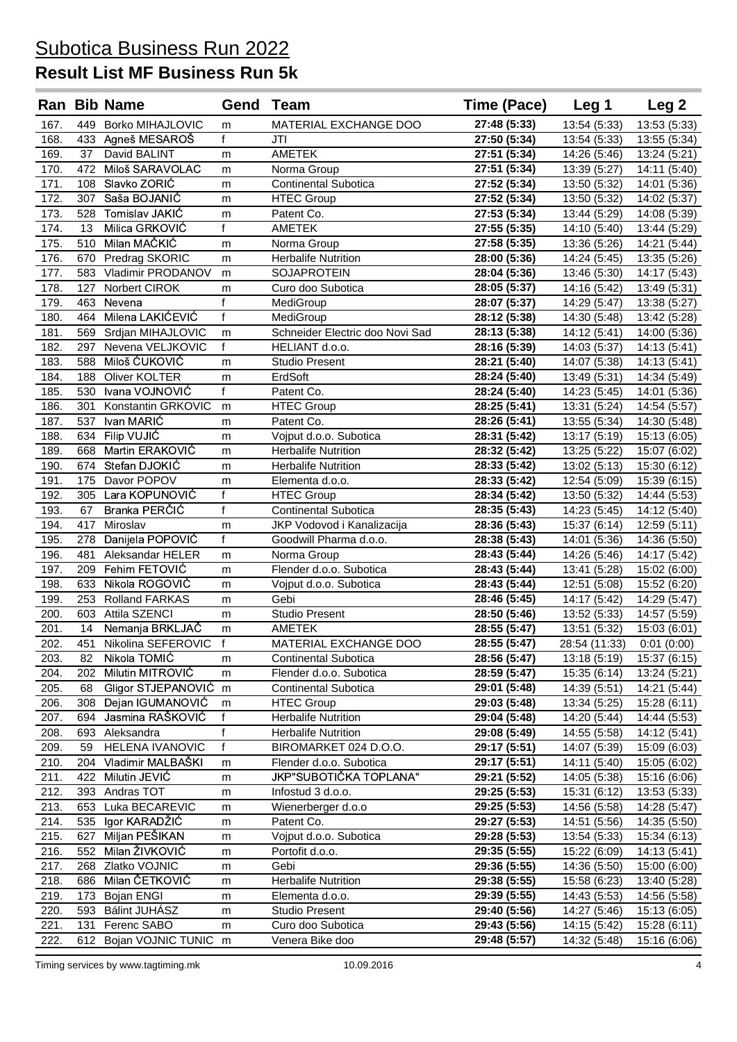# Subotica Business Run 2022

## Result List MF Business Run 5k

| Ran | Bib | Name | Gend | Team | Time (Pace) | Leg 1 | Leg 2 |
|---|---|---|---|---|---|---|---|
| 167. | 449 | Borko MIHAJLOVIC | m | MATERIAL EXCHANGE DOO | **27:48 (5:33)** | 13:54 (5:33) | 13:53 (5:33) |
| 168. | 433 | Agneš MESAROŠ | f | JTI | **27:50 (5:34)** | 13:54 (5:33) | 13:55 (5:34) |
| 169. | 37 | David BALINT | m | AMETEK | **27:51 (5:34)** | 14:26 (5:46) | 13:24 (5:21) |
| 170. | 472 | Miloš SARAVOLAC | m | Norma Group | **27:51 (5:34)** | 13:39 (5:27) | 14:11 (5:40) |
| 171. | 108 | Slavko ZORIĆ | m | Continental Subotica | **27:52 (5:34)** | 13:50 (5:32) | 14:01 (5:36) |
| 172. | 307 | Saša BOJANIĆ | m | HTEC Group | **27:52 (5:34)** | 13:50 (5:32) | 14:02 (5:37) |
| 173. | 528 | Tomislav JAKIĆ | m | Patent Co. | **27:53 (5:34)** | 13:44 (5:29) | 14:08 (5:39) |
| 174. | 13 | Milica GRKOVIĆ | f | AMETEK | **27:55 (5:35)** | 14:10 (5:40) | 13:44 (5:29) |
| 175. | 510 | Milan MAČKIĆ | m | Norma Group | **27:58 (5:35)** | 13:36 (5:26) | 14:21 (5:44) |
| 176. | 670 | Predrag SKORIC | m | Herbalife Nutrition | **28:00 (5:36)** | 14:24 (5:45) | 13:35 (5:26) |
| 177. | 583 | Vladimir PRODANOV | m | SOJAPROTEIN | **28:04 (5:36)** | 13:46 (5:30) | 14:17 (5:43) |
| 178. | 127 | Norbert CIROK | m | Curo doo Subotica | **28:05 (5:37)** | 14:16 (5:42) | 13:49 (5:31) |
| 179. | 463 | Nevena | f | MediGroup | **28:07 (5:37)** | 14:29 (5:47) | 13:38 (5:27) |
| 180. | 464 | Milena LAKIĆEVIĆ | f | MediGroup | **28:12 (5:38)** | 14:30 (5:48) | 13:42 (5:28) |
| 181. | 569 | Srdjan MIHAJLOVIC | m | Schneider Electric doo Novi Sad | **28:13 (5:38)** | 14:12 (5:41) | 14:00 (5:36) |
| 182. | 297 | Nevena VELJKOVIC | f | HELIANT d.o.o. | **28:16 (5:39)** | 14:03 (5:37) | 14:13 (5:41) |
| 183. | 588 | Miloš ĆUKOVIĆ | m | Studio Present | **28:21 (5:40)** | 14:07 (5:38) | 14:13 (5:41) |
| 184. | 188 | Oliver KOLTER | m | ErdSoft | **28:24 (5:40)** | 13:49 (5:31) | 14:34 (5:49) |
| 185. | 530 | Ivana VOJNOVIĆ | f | Patent Co. | **28:24 (5:40)** | 14:23 (5:45) | 14:01 (5:36) |
| 186. | 301 | Konstantin GRKOVIC | m | HTEC Group | **28:25 (5:41)** | 13:31 (5:24) | 14:54 (5:57) |
| 187. | 537 | Ivan MARIĆ | m | Patent Co. | **28:26 (5:41)** | 13:55 (5:34) | 14:30 (5:48) |
| 188. | 634 | Filip VUJIĆ | m | Vojput d.o.o. Subotica | **28:31 (5:42)** | 13:17 (5:19) | 15:13 (6:05) |
| 189. | 668 | Martin ERAKOVIĆ | m | Herbalife Nutrition | **28:32 (5:42)** | 13:25 (5:22) | 15:07 (6:02) |
| 190. | 674 | Stefan DJOKIĆ | m | Herbalife Nutrition | **28:33 (5:42)** | 13:02 (5:13) | 15:30 (6:12) |
| 191. | 175 | Davor POPOV | m | Elementa d.o.o. | **28:33 (5:42)** | 12:54 (5:09) | 15:39 (6:15) |
| 192. | 305 | Lara KOPUNOVIĆ | f | HTEC Group | **28:34 (5:42)** | 13:50 (5:32) | 14:44 (5:53) |
| 193. | 67 | Branka PERČIĆ | f | Continental Subotica | **28:35 (5:43)** | 14:23 (5:45) | 14:12 (5:40) |
| 194. | 417 | Miroslav | m | JKP Vodovod i Kanalizacija | **28:36 (5:43)** | 15:37 (6:14) | 12:59 (5:11) |
| 195. | 278 | Danijela POPOVIĆ | f | Goodwill Pharma d.o.o. | **28:38 (5:43)** | 14:01 (5:36) | 14:36 (5:50) |
| 196. | 481 | Aleksandar HELER | m | Norma Group | **28:43 (5:44)** | 14:26 (5:46) | 14:17 (5:42) |
| 197. | 209 | Fehim FETOVIĆ | m | Flender d.o.o. Subotica | **28:43 (5:44)** | 13:41 (5:28) | 15:02 (6:00) |
| 198. | 633 | Nikola ROGOVIĆ | m | Vojput d.o.o. Subotica | **28:43 (5:44)** | 12:51 (5:08) | 15:52 (6:20) |
| 199. | 253 | Rolland FARKAS | m | Gebi | **28:46 (5:45)** | 14:17 (5:42) | 14:29 (5:47) |
| 200. | 603 | Attila SZENCI | m | Studio Present | **28:50 (5:46)** | 13:52 (5:33) | 14:57 (5:59) |
| 201. | 14 | Nemanja BRKLJAČ | m | AMETEK | **28:55 (5:47)** | 13:51 (5:32) | 15:03 (6:01) |
| 202. | 451 | Nikolina SEFEROVIC | f | MATERIAL EXCHANGE DOO | **28:55 (5:47)** | 28:54 (11:33) | 0:01 (0:00) |
| 203. | 82 | Nikola TOMIĆ | m | Continental Subotica | **28:56 (5:47)** | 13:18 (5:19) | 15:37 (6:15) |
| 204. | 202 | Milutin MITROVIĆ | m | Flender d.o.o. Subotica | **28:59 (5:47)** | 15:35 (6:14) | 13:24 (5:21) |
| 205. | 68 | Gligor STJEPANOVIĆ | m | Continental Subotica | **29:01 (5:48)** | 14:39 (5:51) | 14:21 (5:44) |
| 206. | 308 | Dejan IGUMANOVIĆ | m | HTEC Group | **29:03 (5:48)** | 13:34 (5:25) | 15:28 (6:11) |
| 207. | 694 | Jasmina RAŠKOVIĆ | f | Herbalife Nutrition | **29:04 (5:48)** | 14:20 (5:44) | 14:44 (5:53) |
| 208. | 693 | Aleksandra | f | Herbalife Nutrition | **29:08 (5:49)** | 14:55 (5:58) | 14:12 (5:41) |
| 209. | 59 | HELENA IVANOVIC | f | BIROMARKET 024 D.O.O. | **29:17 (5:51)** | 14:07 (5:39) | 15:09 (6:03) |
| 210. | 204 | Vladimir MALBAŠKI | m | Flender d.o.o. Subotica | **29:17 (5:51)** | 14:11 (5:40) | 15:05 (6:02) |
| 211. | 422 | Milutin JEVIĆ | m | JKP"SUBOTIČKA TOPLANA" | **29:21 (5:52)** | 14:05 (5:38) | 15:16 (6:06) |
| 212. | 393 | Andras TOT | m | Infostud 3 d.o.o. | **29:25 (5:53)** | 15:31 (6:12) | 13:53 (5:33) |
| 213. | 653 | Luka BECAREVIC | m | Wienerberger d.o.o | **29:25 (5:53)** | 14:56 (5:58) | 14:28 (5:47) |
| 214. | 535 | Igor KARADŽIĆ | m | Patent Co. | **29:27 (5:53)** | 14:51 (5:56) | 14:35 (5:50) |
| 215. | 627 | Miljan PEŠIKAN | m | Vojput d.o.o. Subotica | **29:28 (5:53)** | 13:54 (5:33) | 15:34 (6:13) |
| 216. | 552 | Milan ŽIVKOVIĆ | m | Portofit d.o.o. | **29:35 (5:55)** | 15:22 (6:09) | 14:13 (5:41) |
| 217. | 268 | Zlatko VOJNIC | m | Gebi | **29:36 (5:55)** | 14:36 (5:50) | 15:00 (6:00) |
| 218. | 686 | Milan ČETKOVIĆ | m | Herbalife Nutrition | **29:38 (5:55)** | 15:58 (6:23) | 13:40 (5:28) |
| 219. | 173 | Bojan ENGI | m | Elementa d.o.o. | **29:39 (5:55)** | 14:43 (5:53) | 14:56 (5:58) |
| 220. | 593 | Bálint JUHÁSZ | m | Studio Present | **29:40 (5:56)** | 14:27 (5:46) | 15:13 (6:05) |
| 221. | 131 | Ferenc SABO | m | Curo doo Subotica | **29:43 (5:56)** | 14:15 (5:42) | 15:28 (6:11) |
| 222. | 612 | Bojan VOJNIC TUNIC | m | Venera Bike doo | **29:48 (5:57)** | 14:32 (5:48) | 15:16 (6:06) |

Timing services by www.tagtiming.mk 10.09.2016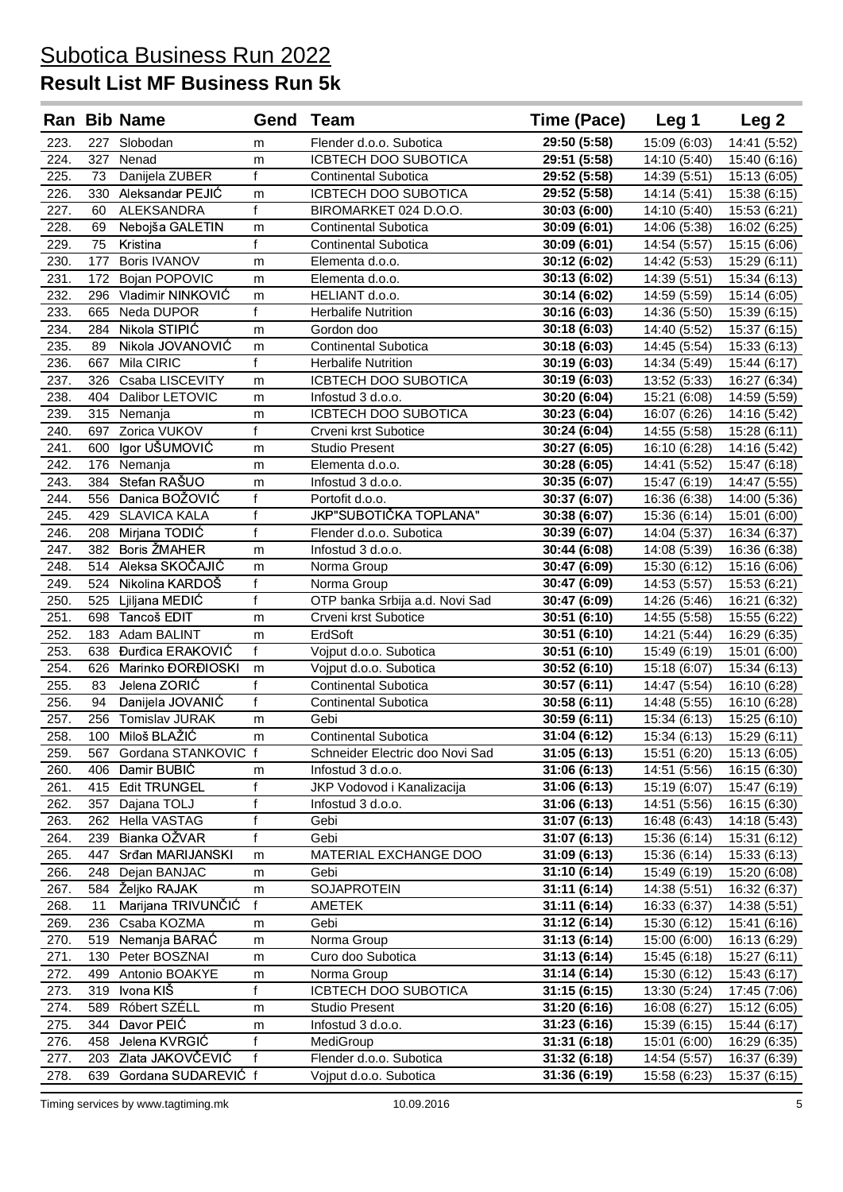# Subotica Business Run 2022

## Result List MF Business Run 5k

| Ran | Bib | Name | Gend | Team | Time (Pace) | Leg 1 | Leg 2 |
|---|---|---|---|---|---|---|---|
| 223. | 227 | Slobodan | m | Flender d.o.o. Subotica | **29:50 (5:58)** | 15:09 (6:03) | 14:41 (5:52) |
| 224. | 327 | Nenad | m | ICBTECH DOO SUBOTICA | **29:51 (5:58)** | 14:10 (5:40) | 15:40 (6:16) |
| 225. | 73 | Danijela ZUBER | f | Continental Subotica | **29:52 (5:58)** | 14:39 (5:51) | 15:13 (6:05) |
| 226. | 330 | Aleksandar PEJIĆ | m | ICBTECH DOO SUBOTICA | **29:52 (5:58)** | 14:14 (5:41) | 15:38 (6:15) |
| 227. | 60 | ALEKSANDRA | f | BIROMARKET 024 D.O.O. | **30:03 (6:00)** | 14:10 (5:40) | 15:53 (6:21) |
| 228. | 69 | Nebojša GALETIN | m | Continental Subotica | **30:09 (6:01)** | 14:06 (5:38) | 16:02 (6:25) |
| 229. | 75 | Kristina | f | Continental Subotica | **30:09 (6:01)** | 14:54 (5:57) | 15:15 (6:06) |
| 230. | 177 | Boris IVANOV | m | Elementa d.o.o. | **30:12 (6:02)** | 14:42 (5:53) | 15:29 (6:11) |
| 231. | 172 | Bojan POPOVIC | m | Elementa d.o.o. | **30:13 (6:02)** | 14:39 (5:51) | 15:34 (6:13) |
| 232. | 296 | Vladimir NINKOVIĆ | m | HELIANT d.o.o. | **30:14 (6:02)** | 14:59 (5:59) | 15:14 (6:05) |
| 233. | 665 | Neda DUPOR | f | Herbalife Nutrition | **30:16 (6:03)** | 14:36 (5:50) | 15:39 (6:15) |
| 234. | 284 | Nikola STIPIĆ | m | Gordon doo | **30:18 (6:03)** | 14:40 (5:52) | 15:37 (6:15) |
| 235. | 89 | Nikola JOVANOVIĆ | m | Continental Subotica | **30:18 (6:03)** | 14:45 (5:54) | 15:33 (6:13) |
| 236. | 667 | Mila CIRIC | f | Herbalife Nutrition | **30:19 (6:03)** | 14:34 (5:49) | 15:44 (6:17) |
| 237. | 326 | Csaba LISCEVITY | m | ICBTECH DOO SUBOTICA | **30:19 (6:03)** | 13:52 (5:33) | 16:27 (6:34) |
| 238. | 404 | Dalibor LETOVIC | m | Infostud 3 d.o.o. | **30:20 (6:04)** | 15:21 (6:08) | 14:59 (5:59) |
| 239. | 315 | Nemanja | m | ICBTECH DOO SUBOTICA | **30:23 (6:04)** | 16:07 (6:26) | 14:16 (5:42) |
| 240. | 697 | Zorica VUKOV | f | Crveni krst Subotice | **30:24 (6:04)** | 14:55 (5:58) | 15:28 (6:11) |
| 241. | 600 | Igor UŠUMOVIĆ | m | Studio Present | **30:27 (6:05)** | 16:10 (6:28) | 14:16 (5:42) |
| 242. | 176 | Nemanja | m | Elementa d.o.o. | **30:28 (6:05)** | 14:41 (5:52) | 15:47 (6:18) |
| 243. | 384 | Stefan RAŠUO | m | Infostud 3 d.o.o. | **30:35 (6:07)** | 15:47 (6:19) | 14:47 (5:55) |
| 244. | 556 | Danica BOŽOVIĆ | f | Portofit d.o.o. | **30:37 (6:07)** | 16:36 (6:38) | 14:00 (5:36) |
| 245. | 429 | SLAVICA KALA | f | JKP"SUBOTIČKA TOPLANA" | **30:38 (6:07)** | 15:36 (6:14) | 15:01 (6:00) |
| 246. | 208 | Mirjana TODIĆ | f | Flender d.o.o. Subotica | **30:39 (6:07)** | 14:04 (5:37) | 16:34 (6:37) |
| 247. | 382 | Boris ŽMAHER | m | Infostud 3 d.o.o. | **30:44 (6:08)** | 14:08 (5:39) | 16:36 (6:38) |
| 248. | 514 | Aleksa SKOČAJIĆ | m | Norma Group | **30:47 (6:09)** | 15:30 (6:12) | 15:16 (6:06) |
| 249. | 524 | Nikolina KARDOŠ | f | Norma Group | **30:47 (6:09)** | 14:53 (5:57) | 15:53 (6:21) |
| 250. | 525 | Ljiljana MEDIĆ | f | OTP banka Srbija a.d. Novi Sad | **30:47 (6:09)** | 14:26 (5:46) | 16:21 (6:32) |
| 251. | 698 | Tancoš EDIT | m | Crveni krst Subotice | **30:51 (6:10)** | 14:55 (5:58) | 15:55 (6:22) |
| 252. | 183 | Adam BALINT | m | ErdSoft | **30:51 (6:10)** | 14:21 (5:44) | 16:29 (6:35) |
| 253. | 638 | Đurđica ERAKOVIĆ | f | Vojput d.o.o. Subotica | **30:51 (6:10)** | 15:49 (6:19) | 15:01 (6:00) |
| 254. | 626 | Marinko ĐORĐIOSKI | m | Vojput d.o.o. Subotica | **30:52 (6:10)** | 15:18 (6:07) | 15:34 (6:13) |
| 255. | 83 | Jelena ZORIĆ | f | Continental Subotica | **30:57 (6:11)** | 14:47 (5:54) | 16:10 (6:28) |
| 256. | 94 | Danijela JOVANIĆ | f | Continental Subotica | **30:58 (6:11)** | 14:48 (5:55) | 16:10 (6:28) |
| 257. | 256 | Tomislav JURAK | m | Gebi | **30:59 (6:11)** | 15:34 (6:13) | 15:25 (6:10) |
| 258. | 100 | Miloš BLAŽIĆ | m | Continental Subotica | **31:04 (6:12)** | 15:34 (6:13) | 15:29 (6:11) |
| 259. | 567 | Gordana STANKOVIC | f | Schneider Electric doo Novi Sad | **31:05 (6:13)** | 15:51 (6:20) | 15:13 (6:05) |
| 260. | 406 | Damir BUBIĆ | m | Infostud 3 d.o.o. | **31:06 (6:13)** | 14:51 (5:56) | 16:15 (6:30) |
| 261. | 415 | Edit TRUNGEL | f | JKP Vodovod i Kanalizacija | **31:06 (6:13)** | 15:19 (6:07) | 15:47 (6:19) |
| 262. | 357 | Dajana TOLJ | f | Infostud 3 d.o.o. | **31:06 (6:13)** | 14:51 (5:56) | 16:15 (6:30) |
| 263. | 262 | Hella VASTAG | f | Gebi | **31:07 (6:13)** | 16:48 (6:43) | 14:18 (5:43) |
| 264. | 239 | Bianka OŽVAR | f | Gebi | **31:07 (6:13)** | 15:36 (6:14) | 15:31 (6:12) |
| 265. | 447 | Srđan MARIJANSKI | m | MATERIAL EXCHANGE DOO | **31:09 (6:13)** | 15:36 (6:14) | 15:33 (6:13) |
| 266. | 248 | Dejan BANJAC | m | Gebi | **31:10 (6:14)** | 15:49 (6:19) | 15:20 (6:08) |
| 267. | 584 | Željko RAJAK | m | SOJAPROTEIN | **31:11 (6:14)** | 14:38 (5:51) | 16:32 (6:37) |
| 268. | 11 | Marijana TRIVUNČIĆ | f | AMETEK | **31:11 (6:14)** | 16:33 (6:37) | 14:38 (5:51) |
| 269. | 236 | Csaba KOZMA | m | Gebi | **31:12 (6:14)** | 15:30 (6:12) | 15:41 (6:16) |
| 270. | 519 | Nemanja BARAĆ | m | Norma Group | **31:13 (6:14)** | 15:00 (6:00) | 16:13 (6:29) |
| 271. | 130 | Peter BOSZNAI | m | Curo doo Subotica | **31:13 (6:14)** | 15:45 (6:18) | 15:27 (6:11) |
| 272. | 499 | Antonio BOAKYE | m | Norma Group | **31:14 (6:14)** | 15:30 (6:12) | 15:43 (6:17) |
| 273. | 319 | Ivona KIŠ | f | ICBTECH DOO SUBOTICA | **31:15 (6:15)** | 13:30 (5:24) | 17:45 (7:06) |
| 274. | 589 | Róbert SZÉLL | m | Studio Present | **31:20 (6:16)** | 16:08 (6:27) | 15:12 (6:05) |
| 275. | 344 | Davor PEIĆ | m | Infostud 3 d.o.o. | **31:23 (6:16)** | 15:39 (6:15) | 15:44 (6:17) |
| 276. | 458 | Jelena KVRGIĆ | f | MediGroup | **31:31 (6:18)** | 15:01 (6:00) | 16:29 (6:35) |
| 277. | 203 | Zlata JAKOVČEVIĆ | f | Flender d.o.o. Subotica | **31:32 (6:18)** | 14:54 (5:57) | 16:37 (6:39) |
| 278. | 639 | Gordana SUDAREVIĆ | f | Vojput d.o.o. Subotica | **31:36 (6:19)** | 15:58 (6:23) | 15:37 (6:15) |

Timing services by www.tagtiming.mk 10.09.2016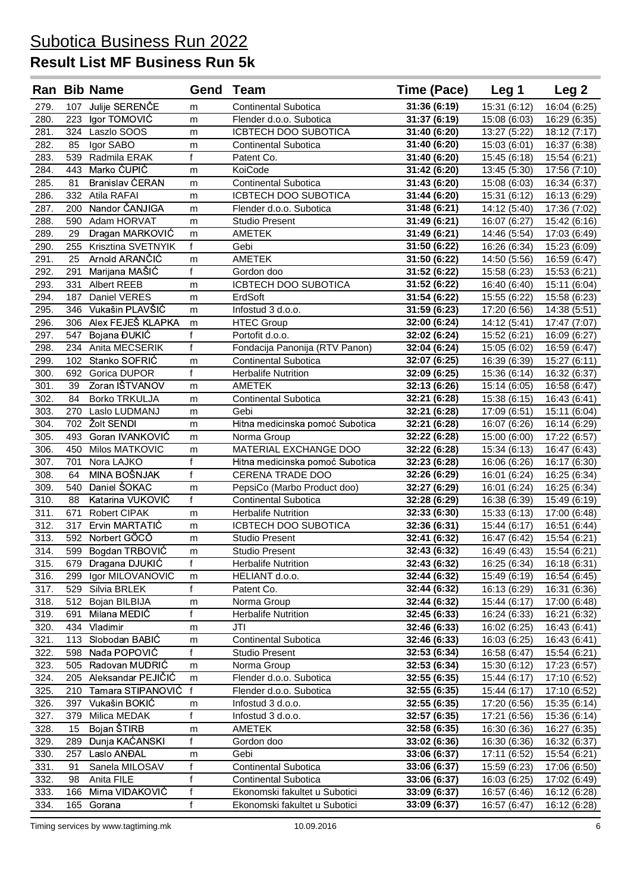# Subotica Business Run 2022

## Result List MF Business Run 5k

| Ran | Bib | Name | Gend | Team | Time (Pace) | Leg 1 | Leg 2 |
|---|---|---|---|---|---|---|---|
| 279. | 107 | Julije SERENČE | m | Continental Subotica | **31:36 (6:19)** | 15:31 (6:12) | 16:04 (6:25) |
| 280. | 223 | Igor TOMOVIĆ | m | Flender d.o.o. Subotica | **31:37 (6:19)** | 15:08 (6:03) | 16:29 (6:35) |
| 281. | 324 | Laszlo SOOS | m | ICBTECH DOO SUBOTICA | **31:40 (6:20)** | 13:27 (5:22) | 18:12 (7:17) |
| 282. | 85 | Igor SABO | m | Continental Subotica | **31:40 (6:20)** | 15:03 (6:01) | 16:37 (6:38) |
| 283. | 539 | Radmila ERAK | f | Patent Co. | **31:40 (6:20)** | 15:45 (6:18) | 15:54 (6:21) |
| 284. | 443 | Marko ĆUPIĆ | m | KoiCode | **31:42 (6:20)** | 13:45 (5:30) | 17:56 (7:10) |
| 285. | 81 | Branislav ĆERAN | m | Continental Subotica | **31:43 (6:20)** | 15:08 (6:03) | 16:34 (6:37) |
| 286. | 332 | Atila RAFAI | m | ICBTECH DOO SUBOTICA | **31:44 (6:20)** | 15:31 (6:12) | 16:13 (6:29) |
| 287. | 200 | Nandor ČANJIGA | m | Flender d.o.o. Subotica | **31:48 (6:21)** | 14:12 (5:40) | 17:36 (7:02) |
| 288. | 590 | Adam HORVAT | m | Studio Present | **31:49 (6:21)** | 16:07 (6:27) | 15:42 (6:16) |
| 289. | 29 | Dragan MARKOVIĆ | m | AMETEK | **31:49 (6:21)** | 14:46 (5:54) | 17:03 (6:49) |
| 290. | 255 | Krisztina SVETNYIK | f | Gebi | **31:50 (6:22)** | 16:26 (6:34) | 15:23 (6:09) |
| 291. | 25 | Arnold ARANČIĆ | m | AMETEK | **31:50 (6:22)** | 14:50 (5:56) | 16:59 (6:47) |
| 292. | 291 | Marijana MAŠIĆ | f | Gordon doo | **31:52 (6:22)** | 15:58 (6:23) | 15:53 (6:21) |
| 293. | 331 | Albert REEB | m | ICBTECH DOO SUBOTICA | **31:52 (6:22)** | 16:40 (6:40) | 15:11 (6:04) |
| 294. | 187 | Daniel VERES | m | ErdSoft | **31:54 (6:22)** | 15:55 (6:22) | 15:58 (6:23) |
| 295. | 346 | Vukašin PLAVŠIĆ | m | Infostud 3 d.o.o. | **31:59 (6:23)** | 17:20 (6:56) | 14:38 (5:51) |
| 296. | 306 | Alex FEJEŠ KLAPKA | m | HTEC Group | **32:00 (6:24)** | 14:12 (5:41) | 17:47 (7:07) |
| 297. | 547 | Bojana ĐUKIĆ | f | Portofit d.o.o. | **32:02 (6:24)** | 15:52 (6:21) | 16:09 (6:27) |
| 298. | 234 | Anita MECSERIK | f | Fondacija Panonija (RTV Panon) | **32:04 (6:24)** | 15:05 (6:02) | 16:59 (6:47) |
| 299. | 102 | Stanko SOFRIĆ | m | Continental Subotica | **32:07 (6:25)** | 16:39 (6:39) | 15:27 (6:11) |
| 300. | 692 | Gorica DUPOR | f | Herbalife Nutrition | **32:09 (6:25)** | 15:36 (6:14) | 16:32 (6:37) |
| 301. | 39 | Zoran IŠTVANOV | m | AMETEK | **32:13 (6:26)** | 15:14 (6:05) | 16:58 (6:47) |
| 302. | 84 | Borko TRKULJA | m | Continental Subotica | **32:21 (6:28)** | 15:38 (6:15) | 16:43 (6:41) |
| 303. | 270 | Laslo LUDMANJ | m | Gebi | **32:21 (6:28)** | 17:09 (6:51) | 15:11 (6:04) |
| 304. | 702 | Žolt SENDI | m | Hitna medicinska pomoć Subotica | **32:21 (6:28)** | 16:07 (6:26) | 16:14 (6:29) |
| 305. | 493 | Goran IVANKOVIĆ | m | Norma Group | **32:22 (6:28)** | 15:00 (6:00) | 17:22 (6:57) |
| 306. | 450 | Milos MATKOVIC | m | MATERIAL EXCHANGE DOO | **32:22 (6:28)** | 15:34 (6:13) | 16:47 (6:43) |
| 307. | 701 | Nora LAJKO | f | Hitna medicinska pomoć Subotica | **32:23 (6:28)** | 16:06 (6:26) | 16:17 (6:30) |
| 308. | 64 | MINA BOŠNJAK | f | CERENA TRADE DOO | **32:26 (6:29)** | 16:01 (6:24) | 16:25 (6:34) |
| 309. | 540 | Daniel ŠOKAC | m | PepsiCo (Marbo Product doo) | **32:27 (6:29)** | 16:01 (6:24) | 16:25 (6:34) |
| 310. | 88 | Katarina VUKOVIĆ | f | Continental Subotica | **32:28 (6:29)** | 16:38 (6:39) | 15:49 (6:19) |
| 311. | 671 | Robert CIPAK | m | Herbalife Nutrition | **32:33 (6:30)** | 15:33 (6:13) | 17:00 (6:48) |
| 312. | 317 | Ervin MARTATIĆ | m | ICBTECH DOO SUBOTICA | **32:36 (6:31)** | 15:44 (6:17) | 16:51 (6:44) |
| 313. | 592 | Norbert GÖCÖ | m | Studio Present | **32:41 (6:32)** | 16:47 (6:42) | 15:54 (6:21) |
| 314. | 599 | Bogdan TRBOVIĆ | m | Studio Present | **32:43 (6:32)** | 16:49 (6:43) | 15:54 (6:21) |
| 315. | 679 | Dragana DJUKIĆ | f | Herbalife Nutrition | **32:43 (6:32)** | 16:25 (6:34) | 16:18 (6:31) |
| 316. | 299 | Igor MILOVANOVIC | m | HELIANT d.o.o. | **32:44 (6:32)** | 15:49 (6:19) | 16:54 (6:45) |
| 317. | 529 | Silvia BRLEK | f | Patent Co. | **32:44 (6:32)** | 16:13 (6:29) | 16:31 (6:36) |
| 318. | 512 | Bojan BILBIJA | m | Norma Group | **32:44 (6:32)** | 15:44 (6:17) | 17:00 (6:48) |
| 319. | 691 | Milana MEĐIĆ | f | Herbalife Nutrition | **32:45 (6:33)** | 16:24 (6:33) | 16:21 (6:32) |
| 320. | 434 | Vladimir | m | JTI | **32:46 (6:33)** | 16:02 (6:25) | 16:43 (6:41) |
| 321. | 113 | Slobodan BABIĆ | m | Continental Subotica | **32:46 (6:33)** | 16:03 (6:25) | 16:43 (6:41) |
| 322. | 598 | Nađa POPOVIĆ | f | Studio Present | **32:53 (6:34)** | 16:58 (6:47) | 15:54 (6:21) |
| 323. | 505 | Radovan MUDRIĆ | m | Norma Group | **32:53 (6:34)** | 15:30 (6:12) | 17:23 (6:57) |
| 324. | 205 | Aleksandar PEJIČIĆ | m | Flender d.o.o. Subotica | **32:55 (6:35)** | 15:44 (6:17) | 17:10 (6:52) |
| 325. | 210 | Tamara STIPANOVIĆ | f | Flender d.o.o. Subotica | **32:55 (6:35)** | 15:44 (6:17) | 17:10 (6:52) |
| 326. | 397 | Vukašin BOKIĆ | m | Infostud 3 d.o.o. | **32:55 (6:35)** | 17:20 (6:56) | 15:35 (6:14) |
| 327. | 379 | Milica MEDAK | f | Infostud 3 d.o.o. | **32:57 (6:35)** | 17:21 (6:56) | 15:36 (6:14) |
| 328. | 15 | Bojan ŠTIRB | m | AMETEK | **32:58 (6:35)** | 16:30 (6:36) | 16:27 (6:35) |
| 329. | 289 | Dunja KAĆANSKI | f | Gordon doo | **33:02 (6:36)** | 16:30 (6:36) | 16:32 (6:37) |
| 330. | 257 | Laslo ANĐAL | m | Gebi | **33:06 (6:37)** | 17:11 (6:52) | 15:54 (6:21) |
| 331. | 91 | Sanela MILOSAV | f | Continental Subotica | **33:06 (6:37)** | 15:59 (6:23) | 17:06 (6:50) |
| 332. | 98 | Anita FILE | f | Continental Subotica | **33:06 (6:37)** | 16:03 (6:25) | 17:02 (6:49) |
| 333. | 166 | Mirna VIDAKOVIĆ | f | Ekonomski fakultet u Subotici | **33:09 (6:37)** | 16:57 (6:46) | 16:12 (6:28) |
| 334. | 165 | Gorana | f | Ekonomski fakultet u Subotici | **33:09 (6:37)** | 16:57 (6:47) | 16:12 (6:28) |

Timing services by www.tagtiming.mk 10.09.2016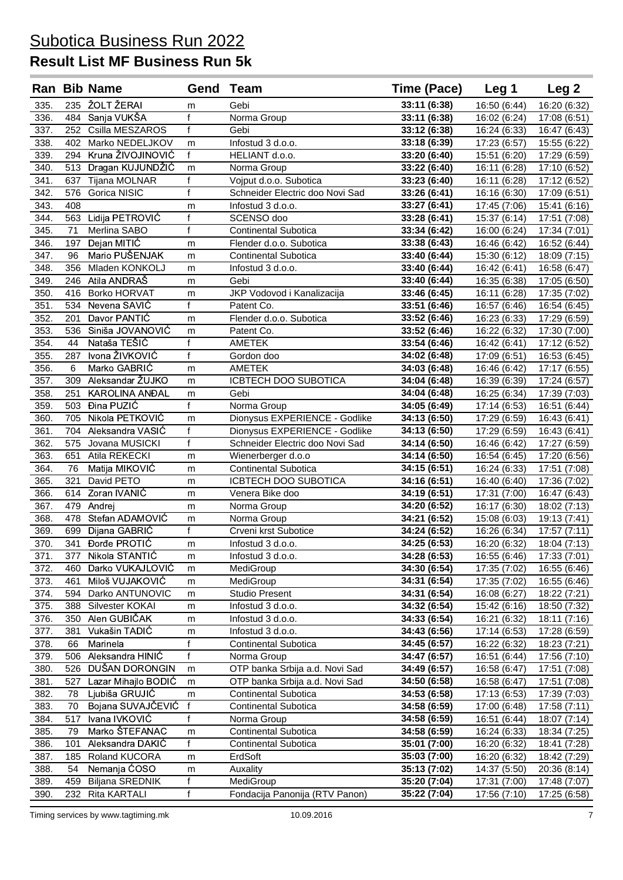# Subotica Business Run 2022

## Result List MF Business Run 5k

| Ran | Bib | Name | Gend | Team | Time (Pace) | Leg 1 | Leg 2 |
|---|---|---|---|---|---|---|---|
| 335. | 235 | ŽOLT ŽERAI | m | Gebi | **33:11 (6:38)** | 16:50 (6:44) | 16:20 (6:32) |
| 336. | 484 | Sanja VUKŠA | f | Norma Group | **33:11 (6:38)** | 16:02 (6:24) | 17:08 (6:51) |
| 337. | 252 | Csilla MESZAROS | f | Gebi | **33:12 (6:38)** | 16:24 (6:33) | 16:47 (6:43) |
| 338. | 402 | Marko NEDELJKOV | m | Infostud 3 d.o.o. | **33:18 (6:39)** | 17:23 (6:57) | 15:55 (6:22) |
| 339. | 294 | Kruna ŽIVOJINOVIĆ | f | HELIANT d.o.o. | **33:20 (6:40)** | 15:51 (6:20) | 17:29 (6:59) |
| 340. | 513 | Dragan KUJUNDŽIĆ | m | Norma Group | **33:22 (6:40)** | 16:11 (6:28) | 17:10 (6:52) |
| 341. | 637 | Tijana MOLNAR | f | Vojput d.o.o. Subotica | **33:23 (6:40)** | 16:11 (6:28) | 17:12 (6:52) |
| 342. | 576 | Gorica NISIC | f | Schneider Electric doo Novi Sad | **33:26 (6:41)** | 16:16 (6:30) | 17:09 (6:51) |
| 343. | 408 | | m | Infostud 3 d.o.o. | **33:27 (6:41)** | 17:45 (7:06) | 15:41 (6:16) |
| 344. | 563 | Lidija PETROVIĆ | f | SCENSO doo | **33:28 (6:41)** | 15:37 (6:14) | 17:51 (7:08) |
| 345. | 71 | Merlina SABO | f | Continental Subotica | **33:34 (6:42)** | 16:00 (6:24) | 17:34 (7:01) |
| 346. | 197 | Dejan MITIĆ | m | Flender d.o.o. Subotica | **33:38 (6:43)** | 16:46 (6:42) | 16:52 (6:44) |
| 347. | 96 | Mario PUŠENJAK | m | Continental Subotica | **33:40 (6:44)** | 15:30 (6:12) | 18:09 (7:15) |
| 348. | 356 | Mladen KONKOLJ | m | Infostud 3 d.o.o. | **33:40 (6:44)** | 16:42 (6:41) | 16:58 (6:47) |
| 349. | 246 | Atila ANDRAŠ | m | Gebi | **33:40 (6:44)** | 16:35 (6:38) | 17:05 (6:50) |
| 350. | 416 | Borko HORVAT | m | JKP Vodovod i Kanalizacija | **33:46 (6:45)** | 16:11 (6:28) | 17:35 (7:02) |
| 351. | 534 | Nevena SAVIĆ | f | Patent Co. | **33:51 (6:46)** | 16:57 (6:46) | 16:54 (6:45) |
| 352. | 201 | Davor PANTIĆ | m | Flender d.o.o. Subotica | **33:52 (6:46)** | 16:23 (6:33) | 17:29 (6:59) |
| 353. | 536 | Siniša JOVANOVIĆ | m | Patent Co. | **33:52 (6:46)** | 16:22 (6:32) | 17:30 (7:00) |
| 354. | 44 | Nataša TEŠIĆ | f | AMETEK | **33:54 (6:46)** | 16:42 (6:41) | 17:12 (6:52) |
| 355. | 287 | Ivona ŽIVKOVIĆ | f | Gordon doo | **34:02 (6:48)** | 17:09 (6:51) | 16:53 (6:45) |
| 356. | 6 | Marko GABRIĆ | m | AMETEK | **34:03 (6:48)** | 16:46 (6:42) | 17:17 (6:55) |
| 357. | 309 | Aleksandar ŽUJKO | m | ICBTECH DOO SUBOTICA | **34:04 (6:48)** | 16:39 (6:39) | 17:24 (6:57) |
| 358. | 251 | KAROLINA ANĐAL | m | Gebi | **34:04 (6:48)** | 16:25 (6:34) | 17:39 (7:03) |
| 359. | 503 | Đina PUZIĆ | f | Norma Group | **34:05 (6:49)** | 17:14 (6:53) | 16:51 (6:44) |
| 360. | 705 | Nikola PETKOVIĆ | m | Dionysus EXPERIENCE - Godlike | **34:13 (6:50)** | 17:29 (6:59) | 16:43 (6:41) |
| 361. | 704 | Aleksandra VASIĆ | f | Dionysus EXPERIENCE - Godlike | **34:13 (6:50)** | 17:29 (6:59) | 16:43 (6:41) |
| 362. | 575 | Jovana MUSICKI | f | Schneider Electric doo Novi Sad | **34:14 (6:50)** | 16:46 (6:42) | 17:27 (6:59) |
| 363. | 651 | Atila REKECKI | m | Wienerberger d.o.o | **34:14 (6:50)** | 16:54 (6:45) | 17:20 (6:56) |
| 364. | 76 | Matija MIKOVIĆ | m | Continental Subotica | **34:15 (6:51)** | 16:24 (6:33) | 17:51 (7:08) |
| 365. | 321 | David PETO | m | ICBTECH DOO SUBOTICA | **34:16 (6:51)** | 16:40 (6:40) | 17:36 (7:02) |
| 366. | 614 | Zoran IVANIĆ | m | Venera Bike doo | **34:19 (6:51)** | 17:31 (7:00) | 16:47 (6:43) |
| 367. | 479 | Andrej | m | Norma Group | **34:20 (6:52)** | 16:17 (6:30) | 18:02 (7:13) |
| 368. | 478 | Stefan ADAMOVIĆ | m | Norma Group | **34:21 (6:52)** | 15:08 (6:03) | 19:13 (7:41) |
| 369. | 699 | Dijana GABRIĆ | f | Crveni krst Subotice | **34:24 (6:52)** | 16:26 (6:34) | 17:57 (7:11) |
| 370. | 341 | Đorđe PROTIĆ | m | Infostud 3 d.o.o. | **34:25 (6:53)** | 16:20 (6:32) | 18:04 (7:13) |
| 371. | 377 | Nikola STANTIĆ | m | Infostud 3 d.o.o. | **34:28 (6:53)** | 16:55 (6:46) | 17:33 (7:01) |
| 372. | 460 | Darko VUKAJLOVIĆ | m | MediGroup | **34:30 (6:54)** | 17:35 (7:02) | 16:55 (6:46) |
| 373. | 461 | Miloš VUJAKOVIĆ | m | MediGroup | **34:31 (6:54)** | 17:35 (7:02) | 16:55 (6:46) |
| 374. | 594 | Darko ANTUNOVIC | m | Studio Present | **34:31 (6:54)** | 16:08 (6:27) | 18:22 (7:21) |
| 375. | 388 | Silvester KOKAI | m | Infostud 3 d.o.o. | **34:32 (6:54)** | 15:42 (6:16) | 18:50 (7:32) |
| 376. | 350 | Alen GUBIČAK | m | Infostud 3 d.o.o. | **34:33 (6:54)** | 16:21 (6:32) | 18:11 (7:16) |
| 377. | 381 | Vukašin TADIĆ | m | Infostud 3 d.o.o. | **34:43 (6:56)** | 17:14 (6:53) | 17:28 (6:59) |
| 378. | 66 | Marinela | f | Continental Subotica | **34:45 (6:57)** | 16:22 (6:32) | 18:23 (7:21) |
| 379. | 506 | Aleksandra HINIĆ | f | Norma Group | **34:47 (6:57)** | 16:51 (6:44) | 17:56 (7:10) |
| 380. | 526 | DUŠAN DORONGIN | m | OTP banka Srbija a.d. Novi Sad | **34:49 (6:57)** | 16:58 (6:47) | 17:51 (7:08) |
| 381. | 527 | Lazar Mihajlo BODIĆ | m | OTP banka Srbija a.d. Novi Sad | **34:50 (6:58)** | 16:58 (6:47) | 17:51 (7:08) |
| 382. | 78 | Ljubiša GRUJIĆ | m | Continental Subotica | **34:53 (6:58)** | 17:13 (6:53) | 17:39 (7:03) |
| 383. | 70 | Bojana SUVAJČEVIĆ | f | Continental Subotica | **34:58 (6:59)** | 17:00 (6:48) | 17:58 (7:11) |
| 384. | 517 | Ivana IVKOVIĆ | f | Norma Group | **34:58 (6:59)** | 16:51 (6:44) | 18:07 (7:14) |
| 385. | 79 | Marko ŠTEFANAC | m | Continental Subotica | **34:58 (6:59)** | 16:24 (6:33) | 18:34 (7:25) |
| 386. | 101 | Aleksandra DAKIĆ | f | Continental Subotica | **35:01 (7:00)** | 16:20 (6:32) | 18:41 (7:28) |
| 387. | 185 | Roland KUCORA | m | ErdSoft | **35:03 (7:00)** | 16:20 (6:32) | 18:42 (7:29) |
| 388. | 54 | Nemanja ĆOSO | m | Auxality | **35:13 (7:02)** | 14:37 (5:50) | 20:36 (8:14) |
| 389. | 459 | Biljana SREDNIK | f | MediGroup | **35:20 (7:04)** | 17:31 (7:00) | 17:48 (7:07) |
| 390. | 232 | Rita KARTALI | f | Fondacija Panonija (RTV Panon) | **35:22 (7:04)** | 17:56 (7:10) | 17:25 (6:58) |

Timing services by www.tagtiming.mk 10.09.2016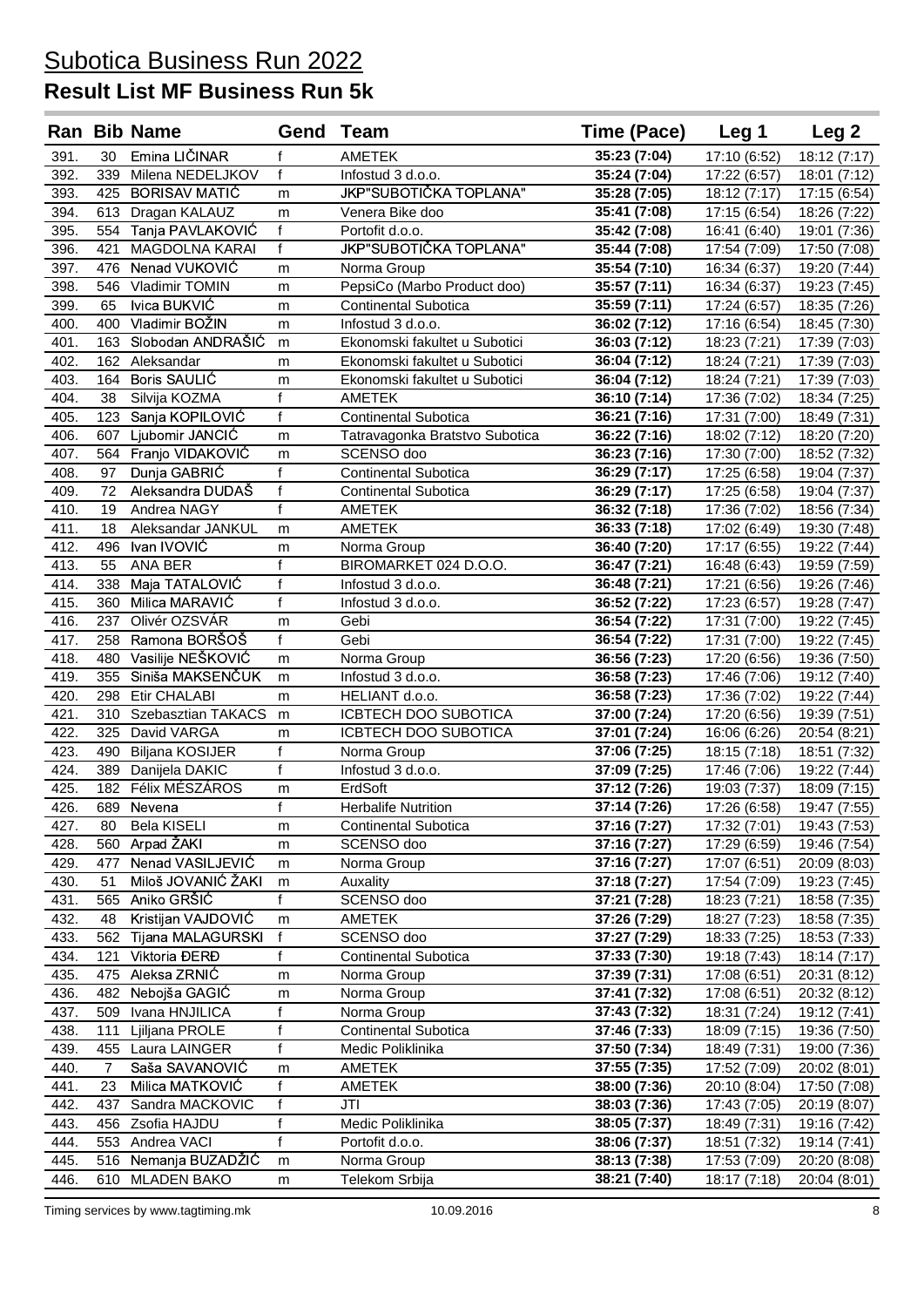# Subotica Business Run 2022

## Result List MF Business Run 5k

| Ran | Bib | Name | Gend | Team | Time (Pace) | Leg 1 | Leg 2 |
|---|---|---|---|---|---|---|---|
| 391. | 30 | Emina LIČINAR | f | AMETEK | **35:23 (7:04)** | 17:10 (6:52) | 18:12 (7:17) |
| 392. | 339 | Milena NEDELJKOV | f | Infostud 3 d.o.o. | **35:24 (7:04)** | 17:22 (6:57) | 18:01 (7:12) |
| 393. | 425 | BORISAV MATIĆ | m | JKP"SUBOTIČKA TOPLANA" | **35:28 (7:05)** | 18:12 (7:17) | 17:15 (6:54) |
| 394. | 613 | Dragan KALAUZ | m | Venera Bike doo | **35:41 (7:08)** | 17:15 (6:54) | 18:26 (7:22) |
| 395. | 554 | Tanja PAVLAKOVIĆ | f | Portofit d.o.o. | **35:42 (7:08)** | 16:41 (6:40) | 19:01 (7:36) |
| 396. | 421 | MAGDOLNA KARAI | f | JKP"SUBOTIČKA TOPLANA" | **35:44 (7:08)** | 17:54 (7:09) | 17:50 (7:08) |
| 397. | 476 | Nenad VUKOVIĆ | m | Norma Group | **35:54 (7:10)** | 16:34 (6:37) | 19:20 (7:44) |
| 398. | 546 | Vladimir TOMIN | m | PepsiCo (Marbo Product doo) | **35:57 (7:11)** | 16:34 (6:37) | 19:23 (7:45) |
| 399. | 65 | Ivica BUKVIĆ | m | Continental Subotica | **35:59 (7:11)** | 17:24 (6:57) | 18:35 (7:26) |
| 400. | 400 | Vladimir BOŽIN | m | Infostud 3 d.o.o. | **36:02 (7:12)** | 17:16 (6:54) | 18:45 (7:30) |
| 401. | 163 | Slobodan ANDRAŠIĆ | m | Ekonomski fakultet u Subotici | **36:03 (7:12)** | 18:23 (7:21) | 17:39 (7:03) |
| 402. | 162 | Aleksandar | m | Ekonomski fakultet u Subotici | **36:04 (7:12)** | 18:24 (7:21) | 17:39 (7:03) |
| 403. | 164 | Boris SAULIĆ | m | Ekonomski fakultet u Subotici | **36:04 (7:12)** | 18:24 (7:21) | 17:39 (7:03) |
| 404. | 38 | Silvija KOZMA | f | AMETEK | **36:10 (7:14)** | 17:36 (7:02) | 18:34 (7:25) |
| 405. | 123 | Sanja KOPILOVIĆ | f | Continental Subotica | **36:21 (7:16)** | 17:31 (7:00) | 18:49 (7:31) |
| 406. | 607 | Ljubomir JANCIĆ | m | Tatravagonka Bratstvo Subotica | **36:22 (7:16)** | 18:02 (7:12) | 18:20 (7:20) |
| 407. | 564 | Franjo VIDAKOVIĆ | m | SCENSO doo | **36:23 (7:16)** | 17:30 (7:00) | 18:52 (7:32) |
| 408. | 97 | Dunja GABRIĆ | f | Continental Subotica | **36:29 (7:17)** | 17:25 (6:58) | 19:04 (7:37) |
| 409. | 72 | Aleksandra DUDAŠ | f | Continental Subotica | **36:29 (7:17)** | 17:25 (6:58) | 19:04 (7:37) |
| 410. | 19 | Andrea NAGY | f | AMETEK | **36:32 (7:18)** | 17:36 (7:02) | 18:56 (7:34) |
| 411. | 18 | Aleksandar JANKUL | m | AMETEK | **36:33 (7:18)** | 17:02 (6:49) | 19:30 (7:48) |
| 412. | 496 | Ivan IVOVIĆ | m | Norma Group | **36:40 (7:20)** | 17:17 (6:55) | 19:22 (7:44) |
| 413. | 55 | ANA BER | f | BIROMARKET 024 D.O.O. | **36:47 (7:21)** | 16:48 (6:43) | 19:59 (7:59) |
| 414. | 338 | Maja TATALOVIĆ | f | Infostud 3 d.o.o. | **36:48 (7:21)** | 17:21 (6:56) | 19:26 (7:46) |
| 415. | 360 | Milica MARAVIĆ | f | Infostud 3 d.o.o. | **36:52 (7:22)** | 17:23 (6:57) | 19:28 (7:47) |
| 416. | 237 | Olivér OZSVÁR | m | Gebi | **36:54 (7:22)** | 17:31 (7:00) | 19:22 (7:45) |
| 417. | 258 | Ramona BORŠOŠ | f | Gebi | **36:54 (7:22)** | 17:31 (7:00) | 19:22 (7:45) |
| 418. | 480 | Vasilije NEŠKOVIĆ | m | Norma Group | **36:56 (7:23)** | 17:20 (6:56) | 19:36 (7:50) |
| 419. | 355 | Siniša MAKSENČUK | m | Infostud 3 d.o.o. | **36:58 (7:23)** | 17:46 (7:06) | 19:12 (7:40) |
| 420. | 298 | Etir CHALABI | m | HELIANT d.o.o. | **36:58 (7:23)** | 17:36 (7:02) | 19:22 (7:44) |
| 421. | 310 | Szebasztian TAKACS | m | ICBTECH DOO SUBOTICA | **37:00 (7:24)** | 17:20 (6:56) | 19:39 (7:51) |
| 422. | 325 | David VARGA | m | ICBTECH DOO SUBOTICA | **37:01 (7:24)** | 16:06 (6:26) | 20:54 (8:21) |
| 423. | 490 | Biljana KOSIJER | f | Norma Group | **37:06 (7:25)** | 18:15 (7:18) | 18:51 (7:32) |
| 424. | 389 | Danijela DAKIC | f | Infostud 3 d.o.o. | **37:09 (7:25)** | 17:46 (7:06) | 19:22 (7:44) |
| 425. | 182 | Félix MÉSZÁROS | m | ErdSoft | **37:12 (7:26)** | 19:03 (7:37) | 18:09 (7:15) |
| 426. | 689 | Nevena | f | Herbalife Nutrition | **37:14 (7:26)** | 17:26 (6:58) | 19:47 (7:55) |
| 427. | 80 | Bela KISELI | m | Continental Subotica | **37:16 (7:27)** | 17:32 (7:01) | 19:43 (7:53) |
| 428. | 560 | Arpad ŽAKI | m | SCENSO doo | **37:16 (7:27)** | 17:29 (6:59) | 19:46 (7:54) |
| 429. | 477 | Nenad VASILJEVIĆ | m | Norma Group | **37:16 (7:27)** | 17:07 (6:51) | 20:09 (8:03) |
| 430. | 51 | Miloš JOVANIĆ ŽAKI | m | Auxality | **37:18 (7:27)** | 17:54 (7:09) | 19:23 (7:45) |
| 431. | 565 | Aniko GRŠIĆ | f | SCENSO doo | **37:21 (7:28)** | 18:23 (7:21) | 18:58 (7:35) |
| 432. | 48 | Kristijan VAJDOVIĆ | m | AMETEK | **37:26 (7:29)** | 18:27 (7:23) | 18:58 (7:35) |
| 433. | 562 | Tijana MALAGURSKI | f | SCENSO doo | **37:27 (7:29)** | 18:33 (7:25) | 18:53 (7:33) |
| 434. | 121 | Viktoria ĐERĐ | f | Continental Subotica | **37:33 (7:30)** | 19:18 (7:43) | 18:14 (7:17) |
| 435. | 475 | Aleksa ZRNIĆ | m | Norma Group | **37:39 (7:31)** | 17:08 (6:51) | 20:31 (8:12) |
| 436. | 482 | Nebojša GAGIĆ | m | Norma Group | **37:41 (7:32)** | 17:08 (6:51) | 20:32 (8:12) |
| 437. | 509 | Ivana HNJILICA | f | Norma Group | **37:43 (7:32)** | 18:31 (7:24) | 19:12 (7:41) |
| 438. | 111 | Ljiljana PROLE | f | Continental Subotica | **37:46 (7:33)** | 18:09 (7:15) | 19:36 (7:50) |
| 439. | 455 | Laura LAINGER | f | Medic Poliklinika | **37:50 (7:34)** | 18:49 (7:31) | 19:00 (7:36) |
| 440. | 7 | Saša SAVANOVIĆ | m | AMETEK | **37:55 (7:35)** | 17:52 (7:09) | 20:02 (8:01) |
| 441. | 23 | Milica MATKOVIĆ | f | AMETEK | **38:00 (7:36)** | 20:10 (8:04) | 17:50 (7:08) |
| 442. | 437 | Sandra MACKOVIC | f | JTI | **38:03 (7:36)** | 17:43 (7:05) | 20:19 (8:07) |
| 443. | 456 | Zsofia HAJDU | f | Medic Poliklinika | **38:05 (7:37)** | 18:49 (7:31) | 19:16 (7:42) |
| 444. | 553 | Andrea VACI | f | Portofit d.o.o. | **38:06 (7:37)** | 18:51 (7:32) | 19:14 (7:41) |
| 445. | 516 | Nemanja BUZADŽIĆ | m | Norma Group | **38:13 (7:38)** | 17:53 (7:09) | 20:20 (8:08) |
| 446. | 610 | MLADEN BAKO | m | Telekom Srbija | **38:21 (7:40)** | 18:17 (7:18) | 20:04 (8:01) |

Timing services by www.tagtiming.mk 10.09.2016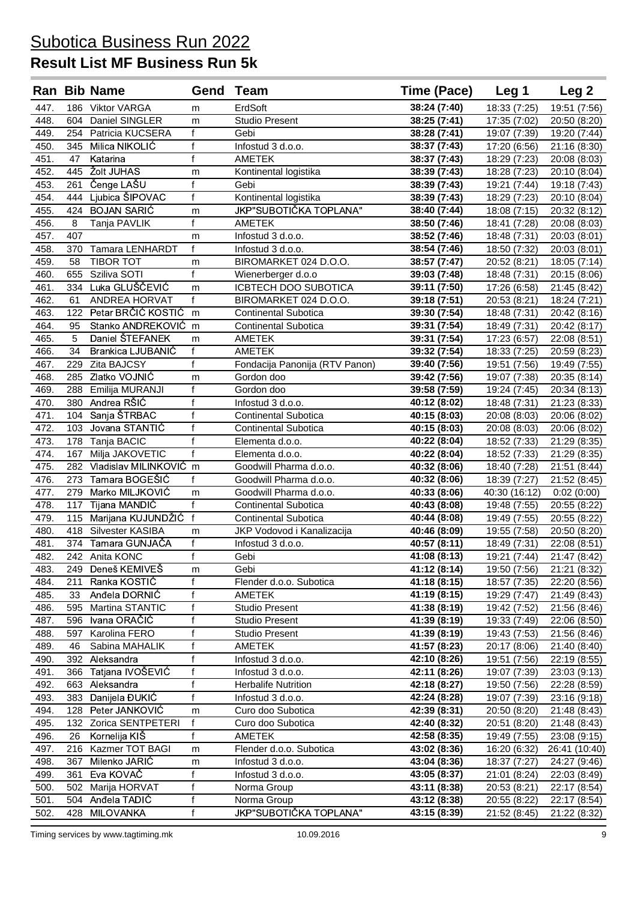# Subotica Business Run 2022

## Result List MF Business Run 5k

| Ran | Bib | Name | Gend | Team | Time (Pace) | Leg 1 | Leg 2 |
|---|---|---|---|---|---|---|---|
| 447. | 186 | Viktor VARGA | m | ErdSoft | **38:24 (7:40)** | 18:33 (7:25) | 19:51 (7:56) |
| 448. | 604 | Daniel SINGLER | m | Studio Present | **38:25 (7:41)** | 17:35 (7:02) | 20:50 (8:20) |
| 449. | 254 | Patricia KUCSERA | f | Gebi | **38:28 (7:41)** | 19:07 (7:39) | 19:20 (7:44) |
| 450. | 345 | Milica NIKOLIĆ | f | Infostud 3 d.o.o. | **38:37 (7:43)** | 17:20 (6:56) | 21:16 (8:30) |
| 451. | 47 | Katarina | f | AMETEK | **38:37 (7:43)** | 18:29 (7:23) | 20:08 (8:03) |
| 452. | 445 | Žolt JUHAS | m | Kontinental logistika | **38:39 (7:43)** | 18:28 (7:23) | 20:10 (8:04) |
| 453. | 261 | Čenge LAŠU | f | Gebi | **38:39 (7:43)** | 19:21 (7:44) | 19:18 (7:43) |
| 454. | 444 | Ljubica ŠIPOVAC | f | Kontinental logistika | **38:39 (7:43)** | 18:29 (7:23) | 20:10 (8:04) |
| 455. | 424 | BOJAN SARIĆ | m | JKP"SUBOTIČKA TOPLANA" | **38:40 (7:44)** | 18:08 (7:15) | 20:32 (8:12) |
| 456. | 8 | Tanja PAVLIK | f | AMETEK | **38:50 (7:46)** | 18:41 (7:28) | 20:08 (8:03) |
| 457. | 407 | | m | Infostud 3 d.o.o. | **38:52 (7:46)** | 18:48 (7:31) | 20:03 (8:01) |
| 458. | 370 | Tamara LENHARDT | f | Infostud 3 d.o.o. | **38:54 (7:46)** | 18:50 (7:32) | 20:03 (8:01) |
| 459. | 58 | TIBOR TOT | m | BIROMARKET 024 D.O.O. | **38:57 (7:47)** | 20:52 (8:21) | 18:05 (7:14) |
| 460. | 655 | Sziliva SOTI | f | Wienerberger d.o.o | **39:03 (7:48)** | 18:48 (7:31) | 20:15 (8:06) |
| 461. | 334 | Luka GLUŠČEVIĆ | m | ICBTECH DOO SUBOTICA | **39:11 (7:50)** | 17:26 (6:58) | 21:45 (8:42) |
| 462. | 61 | ANDREA HORVAT | f | BIROMARKET 024 D.O.O. | **39:18 (7:51)** | 20:53 (8:21) | 18:24 (7:21) |
| 463. | 122 | Petar BRČIĆ KOSTIĆ | m | Continental Subotica | **39:30 (7:54)** | 18:48 (7:31) | 20:42 (8:16) |
| 464. | 95 | Stanko ANDREKOVIĆ | m | Continental Subotica | **39:31 (7:54)** | 18:49 (7:31) | 20:42 (8:17) |
| 465. | 5 | Daniel ŠTEFANEK | m | AMETEK | **39:31 (7:54)** | 17:23 (6:57) | 22:08 (8:51) |
| 466. | 34 | Brankica LJUBANIĆ | f | AMETEK | **39:32 (7:54)** | 18:33 (7:25) | 20:59 (8:23) |
| 467. | 229 | Zita BAJCSY | f | Fondacija Panonija (RTV Panon) | **39:40 (7:56)** | 19:51 (7:56) | 19:49 (7:55) |
| 468. | 285 | Zlatko VOJNIĆ | m | Gordon doo | **39:42 (7:56)** | 19:07 (7:38) | 20:35 (8:14) |
| 469. | 288 | Emilija MURANJI | f | Gordon doo | **39:58 (7:59)** | 19:24 (7:45) | 20:34 (8:13) |
| 470. | 380 | Andrea RŠIĆ | f | Infostud 3 d.o.o. | **40:12 (8:02)** | 18:48 (7:31) | 21:23 (8:33) |
| 471. | 104 | Sanja ŠTRBAC | f | Continental Subotica | **40:15 (8:03)** | 20:08 (8:03) | 20:06 (8:02) |
| 472. | 103 | Jovana STANTIĆ | f | Continental Subotica | **40:15 (8:03)** | 20:08 (8:03) | 20:06 (8:02) |
| 473. | 178 | Tanja BACIC | f | Elementa d.o.o. | **40:22 (8:04)** | 18:52 (7:33) | 21:29 (8:35) |
| 474. | 167 | Milja JAKOVETIC | f | Elementa d.o.o. | **40:22 (8:04)** | 18:52 (7:33) | 21:29 (8:35) |
| 475. | 282 | Vladislav MILINKOVIĆ | m | Goodwill Pharma d.o.o. | **40:32 (8:06)** | 18:40 (7:28) | 21:51 (8:44) |
| 476. | 273 | Tamara BOGEŠIĆ | f | Goodwill Pharma d.o.o. | **40:32 (8:06)** | 18:39 (7:27) | 21:52 (8:45) |
| 477. | 279 | Marko MILJKOVIĆ | m | Goodwill Pharma d.o.o. | **40:33 (8:06)** | 40:30 (16:12) | 0:02 (0:00) |
| 478. | 117 | Tijana MANDIĆ | f | Continental Subotica | **40:43 (8:08)** | 19:48 (7:55) | 20:55 (8:22) |
| 479. | 115 | Marijana KUJUNDŽIĆ | f | Continental Subotica | **40:44 (8:08)** | 19:49 (7:55) | 20:55 (8:22) |
| 480. | 418 | Silvester KASIBA | m | JKP Vodovod i Kanalizacija | **40:46 (8:09)** | 19:55 (7:58) | 20:50 (8:20) |
| 481. | 374 | Tamara GUNJAČA | f | Infostud 3 d.o.o. | **40:57 (8:11)** | 18:49 (7:31) | 22:08 (8:51) |
| 482. | 242 | Anita KONC | f | Gebi | **41:08 (8:13)** | 19:21 (7:44) | 21:47 (8:42) |
| 483. | 249 | Deneš KEMIVEŠ | m | Gebi | **41:12 (8:14)** | 19:50 (7:56) | 21:21 (8:32) |
| 484. | 211 | Ranka KOSTIĆ | f | Flender d.o.o. Subotica | **41:18 (8:15)** | 18:57 (7:35) | 22:20 (8:56) |
| 485. | 33 | Anđela DORNIĆ | f | AMETEK | **41:19 (8:15)** | 19:29 (7:47) | 21:49 (8:43) |
| 486. | 595 | Martina STANTIC | f | Studio Present | **41:38 (8:19)** | 19:42 (7:52) | 21:56 (8:46) |
| 487. | 596 | Ivana ORAČIĆ | f | Studio Present | **41:39 (8:19)** | 19:33 (7:49) | 22:06 (8:50) |
| 488. | 597 | Karolina FERO | f | Studio Present | **41:39 (8:19)** | 19:43 (7:53) | 21:56 (8:46) |
| 489. | 46 | Sabina MAHALIK | f | AMETEK | **41:57 (8:23)** | 20:17 (8:06) | 21:40 (8:40) |
| 490. | 392 | Aleksandra | f | Infostud 3 d.o.o. | **42:10 (8:26)** | 19:51 (7:56) | 22:19 (8:55) |
| 491. | 366 | Tatjana IVOŠEVIĆ | f | Infostud 3 d.o.o. | **42:11 (8:26)** | 19:07 (7:39) | 23:03 (9:13) |
| 492. | 663 | Aleksandra | f | Herbalife Nutrition | **42:18 (8:27)** | 19:50 (7:56) | 22:28 (8:59) |
| 493. | 383 | Danijela ĐUKIĆ | f | Infostud 3 d.o.o. | **42:24 (8:28)** | 19:07 (7:39) | 23:16 (9:18) |
| 494. | 128 | Peter JANKOVIĆ | m | Curo doo Subotica | **42:39 (8:31)** | 20:50 (8:20) | 21:48 (8:43) |
| 495. | 132 | Zorica SENTPETERI | f | Curo doo Subotica | **42:40 (8:32)** | 20:51 (8:20) | 21:48 (8:43) |
| 496. | 26 | Kornelija KIŠ | f | AMETEK | **42:58 (8:35)** | 19:49 (7:55) | 23:08 (9:15) |
| 497. | 216 | Kazmer TOT BAGI | m | Flender d.o.o. Subotica | **43:02 (8:36)** | 16:20 (6:32) | 26:41 (10:40) |
| 498. | 367 | Milenko JARIĆ | m | Infostud 3 d.o.o. | **43:04 (8:36)** | 18:37 (7:27) | 24:27 (9:46) |
| 499. | 361 | Eva KOVAČ | f | Infostud 3 d.o.o. | **43:05 (8:37)** | 21:01 (8:24) | 22:03 (8:49) |
| 500. | 502 | Marija HORVAT | f | Norma Group | **43:11 (8:38)** | 20:53 (8:21) | 22:17 (8:54) |
| 501. | 504 | Anđela TADIĆ | f | Norma Group | **43:12 (8:38)** | 20:55 (8:22) | 22:17 (8:54) |
| 502. | 428 | MILOVANKA | f | JKP"SUBOTIČKA TOPLANA" | **43:15 (8:39)** | 21:52 (8:45) | 21:22 (8:32) |

Timing services by www.tagtiming.mk 10.09.2016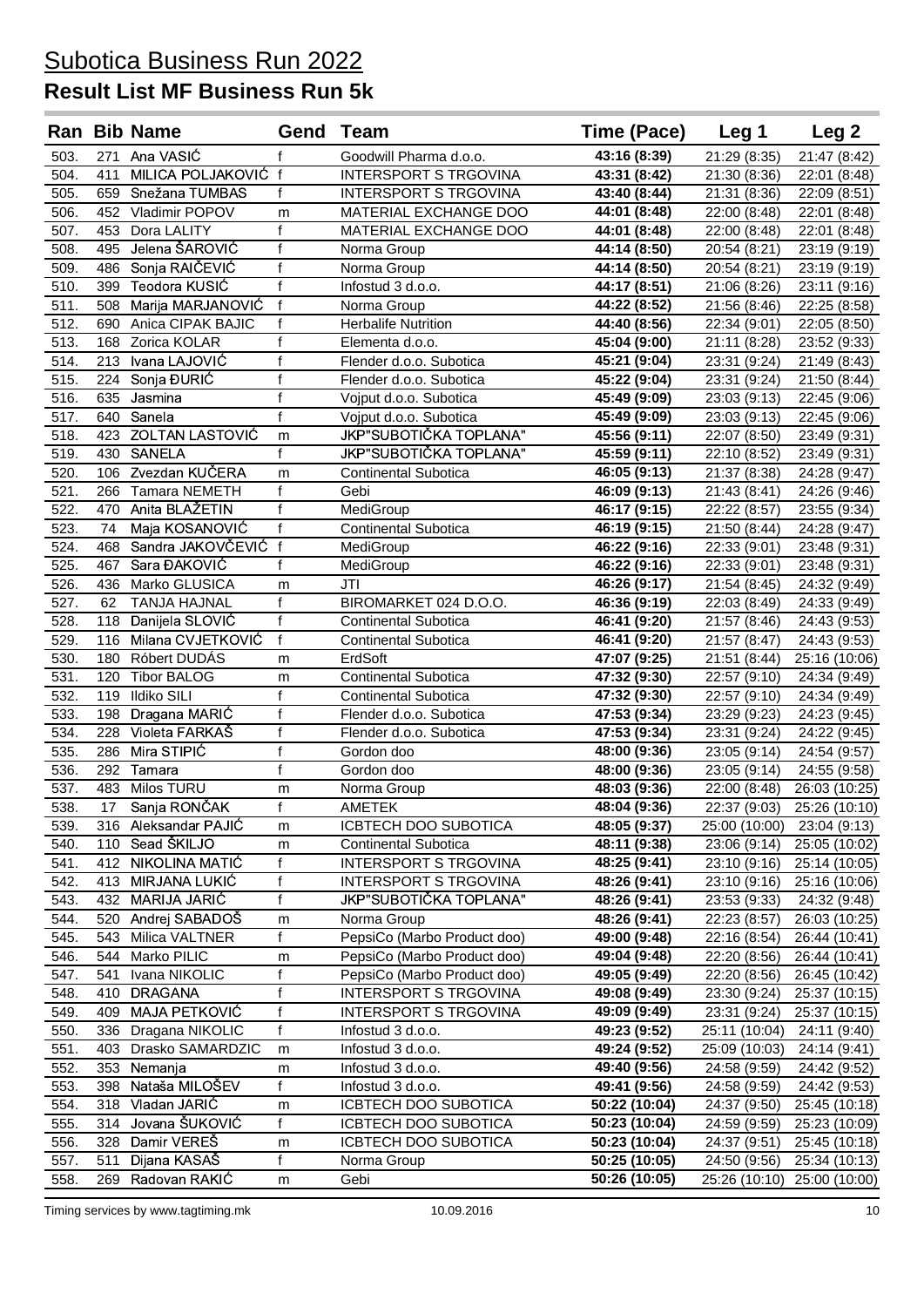# Subotica Business Run 2022

## Result List MF Business Run 5k

| Ran | Bib | Name | Gend | Team | Time (Pace) | Leg 1 | Leg 2 |
|---|---|---|---|---|---|---|---|
| 503. | 271 | Ana VASIĆ | f | Goodwill Pharma d.o.o. | **43:16 (8:39)** | 21:29 (8:35) | 21:47 (8:42) |
| 504. | 411 | MILICA POLJAKOVIĆ | f | INTERSPORT S TRGOVINA | **43:31 (8:42)** | 21:30 (8:36) | 22:01 (8:48) |
| 505. | 659 | Snežana TUMBAS | f | INTERSPORT S TRGOVINA | **43:40 (8:44)** | 21:31 (8:36) | 22:09 (8:51) |
| 506. | 452 | Vladimir POPOV | m | MATERIAL EXCHANGE DOO | **44:01 (8:48)** | 22:00 (8:48) | 22:01 (8:48) |
| 507. | 453 | Dora LALITY | f | MATERIAL EXCHANGE DOO | **44:01 (8:48)** | 22:00 (8:48) | 22:01 (8:48) |
| 508. | 495 | Jelena ŠAROVIĆ | f | Norma Group | **44:14 (8:50)** | 20:54 (8:21) | 23:19 (9:19) |
| 509. | 486 | Sonja RAIČEVIĆ | f | Norma Group | **44:14 (8:50)** | 20:54 (8:21) | 23:19 (9:19) |
| 510. | 399 | Teodora KUSIĆ | f | Infostud 3 d.o.o. | **44:17 (8:51)** | 21:06 (8:26) | 23:11 (9:16) |
| 511. | 508 | Marija MARJANOVIĆ | f | Norma Group | **44:22 (8:52)** | 21:56 (8:46) | 22:25 (8:58) |
| 512. | 690 | Anica CIPAK BAJIC | f | Herbalife Nutrition | **44:40 (8:56)** | 22:34 (9:01) | 22:05 (8:50) |
| 513. | 168 | Zorica KOLAR | f | Elementa d.o.o. | **45:04 (9:00)** | 21:11 (8:28) | 23:52 (9:33) |
| 514. | 213 | Ivana LAJOVIĆ | f | Flender d.o.o. Subotica | **45:21 (9:04)** | 23:31 (9:24) | 21:49 (8:43) |
| 515. | 224 | Sonja ĐURIĆ | f | Flender d.o.o. Subotica | **45:22 (9:04)** | 23:31 (9:24) | 21:50 (8:44) |
| 516. | 635 | Jasmina | f | Vojput d.o.o. Subotica | **45:49 (9:09)** | 23:03 (9:13) | 22:45 (9:06) |
| 517. | 640 | Sanela | f | Vojput d.o.o. Subotica | **45:49 (9:09)** | 23:03 (9:13) | 22:45 (9:06) |
| 518. | 423 | ZOLTAN LASTOVIĆ | m | JKP"SUBOTIČKA TOPLANA" | **45:56 (9:11)** | 22:07 (8:50) | 23:49 (9:31) |
| 519. | 430 | SANELA | f | JKP"SUBOTIČKA TOPLANA" | **45:59 (9:11)** | 22:10 (8:52) | 23:49 (9:31) |
| 520. | 106 | Zvezdan KUČERA | m | Continental Subotica | **46:05 (9:13)** | 21:37 (8:38) | 24:28 (9:47) |
| 521. | 266 | Tamara NEMETH | f | Gebi | **46:09 (9:13)** | 21:43 (8:41) | 24:26 (9:46) |
| 522. | 470 | Anita BLAŽETIN | f | MediGroup | **46:17 (9:15)** | 22:22 (8:57) | 23:55 (9:34) |
| 523. | 74 | Maja KOSANOVIĆ | f | Continental Subotica | **46:19 (9:15)** | 21:50 (8:44) | 24:28 (9:47) |
| 524. | 468 | Sandra JAKOVČEVIĆ | f | MediGroup | **46:22 (9:16)** | 22:33 (9:01) | 23:48 (9:31) |
| 525. | 467 | Sara ĐAKOVIĆ | f | MediGroup | **46:22 (9:16)** | 22:33 (9:01) | 23:48 (9:31) |
| 526. | 436 | Marko GLUSICA | m | JTI | **46:26 (9:17)** | 21:54 (8:45) | 24:32 (9:49) |
| 527. | 62 | TANJA HAJNAL | f | BIROMARKET 024 D.O.O. | **46:36 (9:19)** | 22:03 (8:49) | 24:33 (9:49) |
| 528. | 118 | Danijela SLOVIĆ | f | Continental Subotica | **46:41 (9:20)** | 21:57 (8:46) | 24:43 (9:53) |
| 529. | 116 | Milana CVJETKOVIĆ | f | Continental Subotica | **46:41 (9:20)** | 21:57 (8:47) | 24:43 (9:53) |
| 530. | 180 | Róbert DUDÁS | m | ErdSoft | **47:07 (9:25)** | 21:51 (8:44) | 25:16 (10:06) |
| 531. | 120 | Tibor BALOG | m | Continental Subotica | **47:32 (9:30)** | 22:57 (9:10) | 24:34 (9:49) |
| 532. | 119 | Ildiko SILI | f | Continental Subotica | **47:32 (9:30)** | 22:57 (9:10) | 24:34 (9:49) |
| 533. | 198 | Dragana MARIĆ | f | Flender d.o.o. Subotica | **47:53 (9:34)** | 23:29 (9:23) | 24:23 (9:45) |
| 534. | 228 | Violeta FARKAŠ | f | Flender d.o.o. Subotica | **47:53 (9:34)** | 23:31 (9:24) | 24:22 (9:45) |
| 535. | 286 | Mira STIPIĆ | f | Gordon doo | **48:00 (9:36)** | 23:05 (9:14) | 24:54 (9:57) |
| 536. | 292 | Tamara | f | Gordon doo | **48:00 (9:36)** | 23:05 (9:14) | 24:55 (9:58) |
| 537. | 483 | Milos TURU | m | Norma Group | **48:03 (9:36)** | 22:00 (8:48) | 26:03 (10:25) |
| 538. | 17 | Sanja RONČAK | f | AMETEK | **48:04 (9:36)** | 22:37 (9:03) | 25:26 (10:10) |
| 539. | 316 | Aleksandar PAJIĆ | m | ICBTECH DOO SUBOTICA | **48:05 (9:37)** | 25:00 (10:00) | 23:04 (9:13) |
| 540. | 110 | Sead ŠKILJO | m | Continental Subotica | **48:11 (9:38)** | 23:06 (9:14) | 25:05 (10:02) |
| 541. | 412 | NIKOLINA MATIĆ | f | INTERSPORT S TRGOVINA | **48:25 (9:41)** | 23:10 (9:16) | 25:14 (10:05) |
| 542. | 413 | MIRJANA LUKIĆ | f | INTERSPORT S TRGOVINA | **48:26 (9:41)** | 23:10 (9:16) | 25:16 (10:06) |
| 543. | 432 | MARIJA JARIĆ | f | JKP"SUBOTIČKA TOPLANA" | **48:26 (9:41)** | 23:53 (9:33) | 24:32 (9:48) |
| 544. | 520 | Andrej SABADOŠ | m | Norma Group | **48:26 (9:41)** | 22:23 (8:57) | 26:03 (10:25) |
| 545. | 543 | Milica VALTNER | f | PepsiCo (Marbo Product doo) | **49:00 (9:48)** | 22:16 (8:54) | 26:44 (10:41) |
| 546. | 544 | Marko PILIC | m | PepsiCo (Marbo Product doo) | **49:04 (9:48)** | 22:20 (8:56) | 26:44 (10:41) |
| 547. | 541 | Ivana NIKOLIC | f | PepsiCo (Marbo Product doo) | **49:05 (9:49)** | 22:20 (8:56) | 26:45 (10:42) |
| 548. | 410 | DRAGANA | f | INTERSPORT S TRGOVINA | **49:08 (9:49)** | 23:30 (9:24) | 25:37 (10:15) |
| 549. | 409 | MAJA PETKOVIĆ | f | INTERSPORT S TRGOVINA | **49:09 (9:49)** | 23:31 (9:24) | 25:37 (10:15) |
| 550. | 336 | Dragana NIKOLIC | f | Infostud 3 d.o.o. | **49:23 (9:52)** | 25:11 (10:04) | 24:11 (9:40) |
| 551. | 403 | Drasko SAMARDZIC | m | Infostud 3 d.o.o. | **49:24 (9:52)** | 25:09 (10:03) | 24:14 (9:41) |
| 552. | 353 | Nemanja | m | Infostud 3 d.o.o. | **49:40 (9:56)** | 24:58 (9:59) | 24:42 (9:52) |
| 553. | 398 | Nataša MILOŠEV | f | Infostud 3 d.o.o. | **49:41 (9:56)** | 24:58 (9:59) | 24:42 (9:53) |
| 554. | 318 | Vladan JARIĆ | m | ICBTECH DOO SUBOTICA | **50:22 (10:04)** | 24:37 (9:50) | 25:45 (10:18) |
| 555. | 314 | Jovana ŠUKOVIĆ | f | ICBTECH DOO SUBOTICA | **50:23 (10:04)** | 24:59 (9:59) | 25:23 (10:09) |
| 556. | 328 | Damir VEREŠ | m | ICBTECH DOO SUBOTICA | **50:23 (10:04)** | 24:37 (9:51) | 25:45 (10:18) |
| 557. | 511 | Dijana KASAŠ | f | Norma Group | **50:25 (10:05)** | 24:50 (9:56) | 25:34 (10:13) |
| 558. | 269 | Radovan RAKIĆ | m | Gebi | **50:26 (10:05)** | 25:26 (10:10) | 25:00 (10:00) |

Timing services by www.tagtiming.mk — 10.09.2016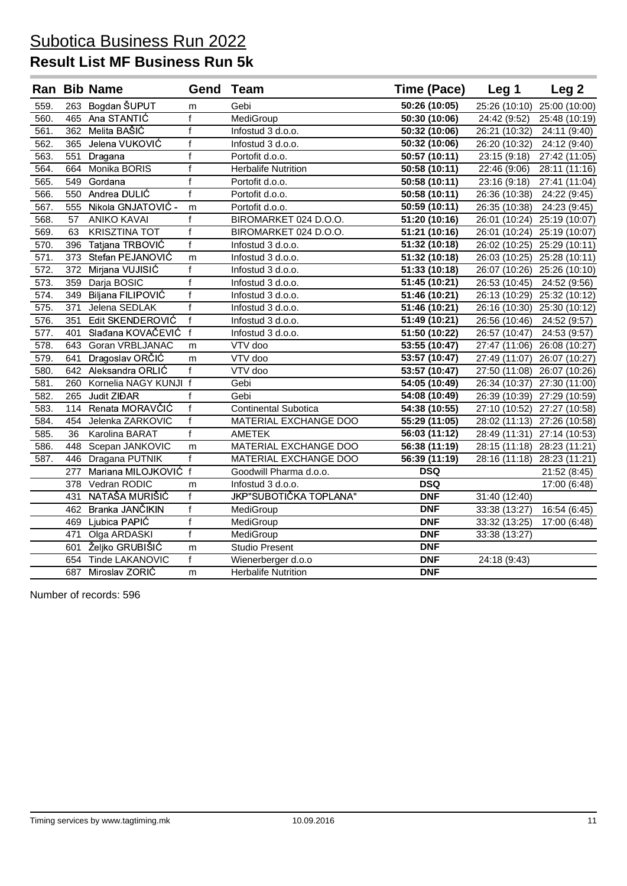# Subotica Business Run 2022

## Result List MF Business Run 5k

| Ran | Bib | Name | Gend | Team | Time (Pace) | Leg 1 | Leg 2 |
|---|---|---|---|---|---|---|---|
| 559. | 263 | Bogdan ŠUPUT | m | Gebi | **50:26 (10:05)** | 25:26 (10:10) | 25:00 (10:00) |
| 560. | 465 | Ana STANTIĆ | f | MediGroup | **50:30 (10:06)** | 24:42 (9:52) | 25:48 (10:19) |
| 561. | 362 | Melita BAŠIĆ | f | Infostud 3 d.o.o. | **50:32 (10:06)** | 26:21 (10:32) | 24:11 (9:40) |
| 562. | 365 | Jelena VUKOVIĆ | f | Infostud 3 d.o.o. | **50:32 (10:06)** | 26:20 (10:32) | 24:12 (9:40) |
| 563. | 551 | Dragana | f | Portofit d.o.o. | **50:57 (10:11)** | 23:15 (9:18) | 27:42 (11:05) |
| 564. | 664 | Monika BORIS | f | Herbalife Nutrition | **50:58 (10:11)** | 22:46 (9:06) | 28:11 (11:16) |
| 565. | 549 | Gordana | f | Portofit d.o.o. | **50:58 (10:11)** | 23:16 (9:18) | 27:41 (11:04) |
| 566. | 550 | Andrea DULIĆ | f | Portofit d.o.o. | **50:58 (10:11)** | 26:36 (10:38) | 24:22 (9:45) |
| 567. | 555 | Nikola GNJATOVIĆ - | m | Portofit d.o.o. | **50:59 (10:11)** | 26:35 (10:38) | 24:23 (9:45) |
| 568. | 57 | ANIKO KAVAI | f | BIROMARKET 024 D.O.O. | **51:20 (10:16)** | 26:01 (10:24) | 25:19 (10:07) |
| 569. | 63 | KRISZTINA TOT | f | BIROMARKET 024 D.O.O. | **51:21 (10:16)** | 26:01 (10:24) | 25:19 (10:07) |
| 570. | 396 | Tatjana TRBOVIĆ | f | Infostud 3 d.o.o. | **51:32 (10:18)** | 26:02 (10:25) | 25:29 (10:11) |
| 571. | 373 | Stefan PEJANOVIĆ | m | Infostud 3 d.o.o. | **51:32 (10:18)** | 26:03 (10:25) | 25:28 (10:11) |
| 572. | 372 | Mirjana VUJISIĆ | f | Infostud 3 d.o.o. | **51:33 (10:18)** | 26:07 (10:26) | 25:26 (10:10) |
| 573. | 359 | Darja BOSIC | f | Infostud 3 d.o.o. | **51:45 (10:21)** | 26:53 (10:45) | 24:52 (9:56) |
| 574. | 349 | Biljana FILIPOVIĆ | f | Infostud 3 d.o.o. | **51:46 (10:21)** | 26:13 (10:29) | 25:32 (10:12) |
| 575. | 371 | Jelena SEDLAK | f | Infostud 3 d.o.o. | **51:46 (10:21)** | 26:16 (10:30) | 25:30 (10:12) |
| 576. | 351 | Edit SKENDEROVIĆ | f | Infostud 3 d.o.o. | **51:49 (10:21)** | 26:56 (10:46) | 24:52 (9:57) |
| 577. | 401 | Slađana KOVAČEVIĆ | f | Infostud 3 d.o.o. | **51:50 (10:22)** | 26:57 (10:47) | 24:53 (9:57) |
| 578. | 643 | Goran VRBLJANAC | m | VTV doo | **53:55 (10:47)** | 27:47 (11:06) | 26:08 (10:27) |
| 579. | 641 | Dragoslav ORČIĆ | m | VTV doo | **53:57 (10:47)** | 27:49 (11:07) | 26:07 (10:27) |
| 580. | 642 | Aleksandra ORLIĆ | f | VTV doo | **53:57 (10:47)** | 27:50 (11:08) | 26:07 (10:26) |
| 581. | 260 | Kornelia NAGY KUNJI | f | Gebi | **54:05 (10:49)** | 26:34 (10:37) | 27:30 (11:00) |
| 582. | 265 | Judit ZIĐAR | f | Gebi | **54:08 (10:49)** | 26:39 (10:39) | 27:29 (10:59) |
| 583. | 114 | Renata MORAVČIĆ | f | Continental Subotica | **54:38 (10:55)** | 27:10 (10:52) | 27:27 (10:58) |
| 584. | 454 | Jelenka ZARKOVIC | f | MATERIAL EXCHANGE DOO | **55:29 (11:05)** | 28:02 (11:13) | 27:26 (10:58) |
| 585. | 36 | Karolina BARAT | f | AMETEK | **56:03 (11:12)** | 28:49 (11:31) | 27:14 (10:53) |
| 586. | 448 | Scepan JANKOVIC | m | MATERIAL EXCHANGE DOO | **56:38 (11:19)** | 28:15 (11:18) | 28:23 (11:21) |
| 587. | 446 | Dragana PUTNIK | f | MATERIAL EXCHANGE DOO | **56:39 (11:19)** | 28:16 (11:18) | 28:23 (11:21) |
| | 277 | Mariana MILOJKOVIĆ | f | Goodwill Pharma d.o.o. | **DSQ** | | 21:52 (8:45) |
| | 378 | Vedran RODIC | m | Infostud 3 d.o.o. | **DSQ** | | 17:00 (6:48) |
| | 431 | NATAŠA MURIŠIĆ | f | JKP"SUBOTIČKA TOPLANA" | **DNF** | 31:40 (12:40) | |
| | 462 | Branka JANČIKIN | f | MediGroup | **DNF** | 33:38 (13:27) | 16:54 (6:45) |
| | 469 | Ljubica PAPIĆ | f | MediGroup | **DNF** | 33:32 (13:25) | 17:00 (6:48) |
| | 471 | Olga ARDASKI | f | MediGroup | **DNF** | 33:38 (13:27) | |
| | 601 | Željko GRUBIŠIĆ | m | Studio Present | **DNF** | | |
| | 654 | Tinde LAKANOVIC | f | Wienerberger d.o.o | **DNF** | 24:18 (9:43) | |
| | 687 | Miroslav ZORIĆ | m | Herbalife Nutrition | **DNF** | | |

Number of records: 596

Timing services by www.tagtiming.mk 10.09.2016